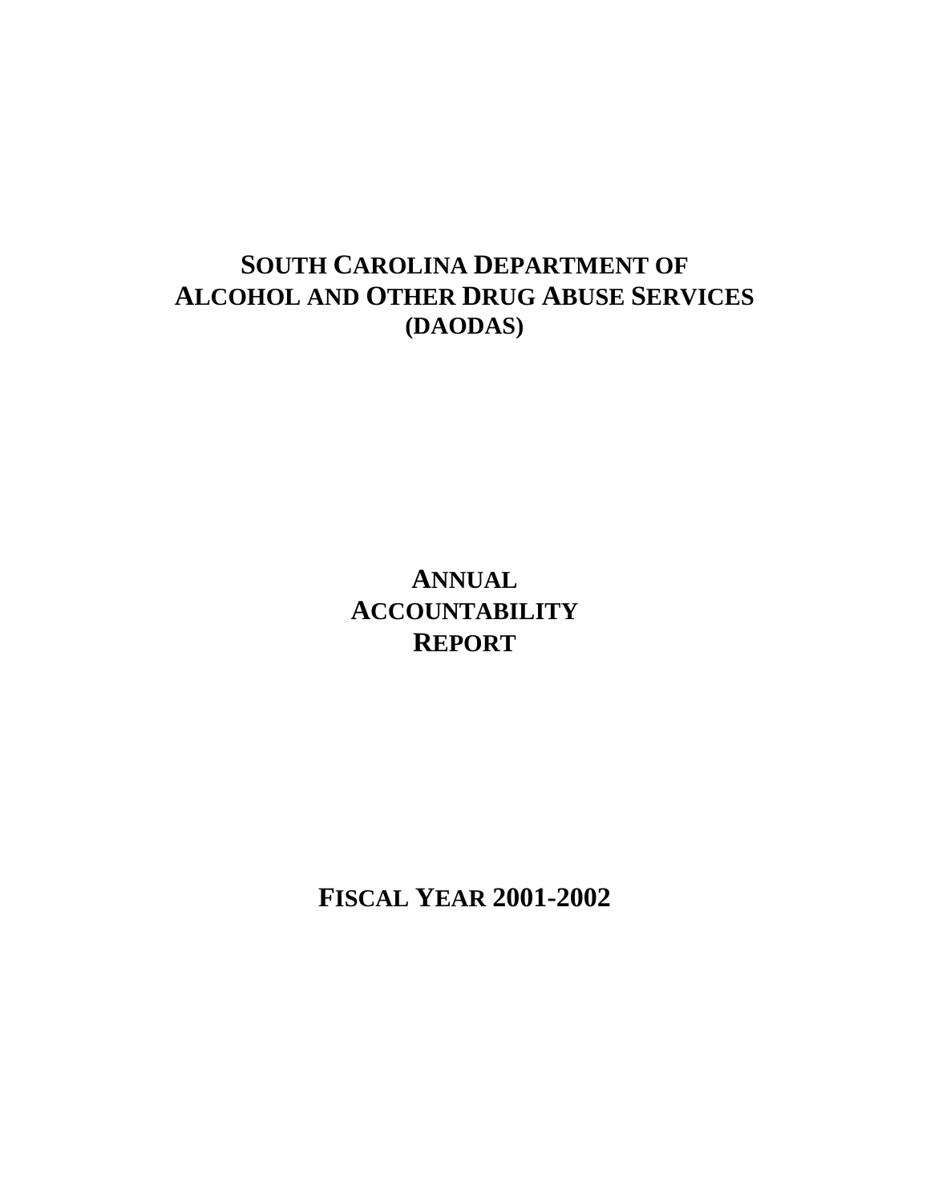# SOUTH CAROLINA DEPARTMENT OF ALCOHOL AND OTHER DRUG ABUSE SERVICES (DAODAS)

## ANNUAL ACCOUNTABILITY REPORT

## FISCAL YEAR 2001-2002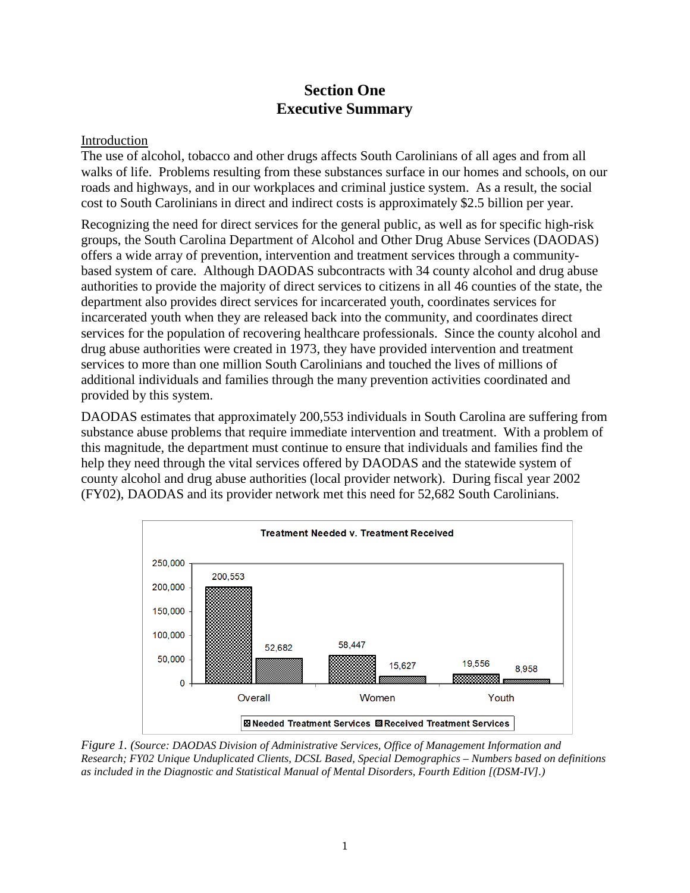# Section One
# Executive Summary

Introduction

The use of alcohol, tobacco and other drugs affects South Carolinians of all ages and from all walks of life. Problems resulting from these substances surface in our homes and schools, on our roads and highways, and in our workplaces and criminal justice system. As a result, the social cost to South Carolinians in direct and indirect costs is approximately $2.5 billion per year.

Recognizing the need for direct services for the general public, as well as for specific high-risk groups, the South Carolina Department of Alcohol and Other Drug Abuse Services (DAODAS) offers a wide array of prevention, intervention and treatment services through a community-based system of care. Although DAODAS subcontracts with 34 county alcohol and drug abuse authorities to provide the majority of direct services to citizens in all 46 counties of the state, the department also provides direct services for incarcerated youth, coordinates services for incarcerated youth when they are released back into the community, and coordinates direct services for the population of recovering healthcare professionals. Since the county alcohol and drug abuse authorities were created in 1973, they have provided intervention and treatment services to more than one million South Carolinians and touched the lives of millions of additional individuals and families through the many prevention activities coordinated and provided by this system.

DAODAS estimates that approximately 200,553 individuals in South Carolina are suffering from substance abuse problems that require immediate intervention and treatment. With a problem of this magnitude, the department must continue to ensure that individuals and families find the help they need through the vital services offered by DAODAS and the statewide system of county alcohol and drug abuse authorities (local provider network). During fiscal year 2002 (FY02), DAODAS and its provider network met this need for 52,682 South Carolinians.

**Treatment Needed v. Treatment Received**

| | Needed Treatment Services | Received Treatment Services |
|---|---|---|
| Overall | 200,553 | 52,682 |
| Women | 58,447 | 15,627 |
| Youth | 19,556 | 8,958 |

*Figure 1. (Source: DAODAS Division of Administrative Services, Office of Management Information and Research; FY02 Unique Unduplicated Clients, DCSL Based, Special Demographics – Numbers based on definitions as included in the Diagnostic and Statistical Manual of Mental Disorders, Fourth Edition [(DSM-IV].)*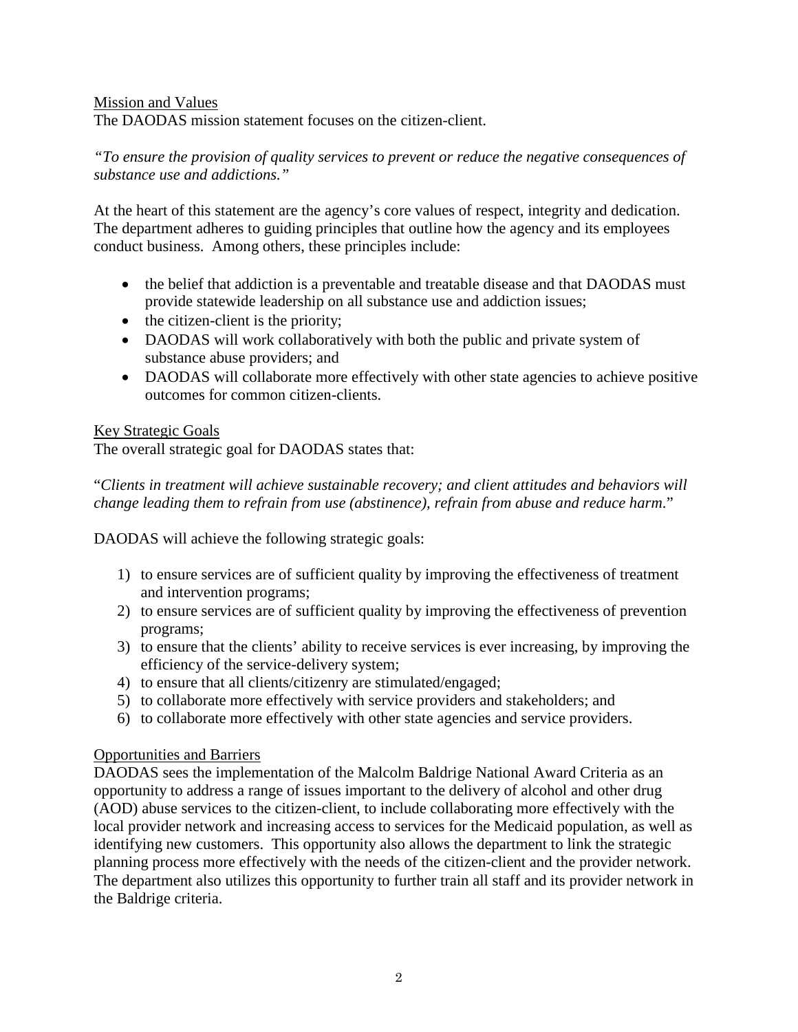## Mission and Values

The DAODAS mission statement focuses on the citizen-client.

*"To ensure the provision of quality services to prevent or reduce the negative consequences of substance use and addictions."*

At the heart of this statement are the agency's core values of respect, integrity and dedication. The department adheres to guiding principles that outline how the agency and its employees conduct business. Among others, these principles include:

- the belief that addiction is a preventable and treatable disease and that DAODAS must provide statewide leadership on all substance use and addiction issues;
- the citizen-client is the priority;
- DAODAS will work collaboratively with both the public and private system of substance abuse providers; and
- DAODAS will collaborate more effectively with other state agencies to achieve positive outcomes for common citizen-clients.

## Key Strategic Goals

The overall strategic goal for DAODAS states that:

"*Clients in treatment will achieve sustainable recovery; and client attitudes and behaviors will change leading them to refrain from use (abstinence), refrain from abuse and reduce harm.*"

DAODAS will achieve the following strategic goals:

1) to ensure services are of sufficient quality by improving the effectiveness of treatment and intervention programs;
2) to ensure services are of sufficient quality by improving the effectiveness of prevention programs;
3) to ensure that the clients' ability to receive services is ever increasing, by improving the efficiency of the service-delivery system;
4) to ensure that all clients/citizenry are stimulated/engaged;
5) to collaborate more effectively with service providers and stakeholders; and
6) to collaborate more effectively with other state agencies and service providers.

## Opportunities and Barriers

DAODAS sees the implementation of the Malcolm Baldrige National Award Criteria as an opportunity to address a range of issues important to the delivery of alcohol and other drug (AOD) abuse services to the citizen-client, to include collaborating more effectively with the local provider network and increasing access to services for the Medicaid population, as well as identifying new customers. This opportunity also allows the department to link the strategic planning process more effectively with the needs of the citizen-client and the provider network. The department also utilizes this opportunity to further train all staff and its provider network in the Baldrige criteria.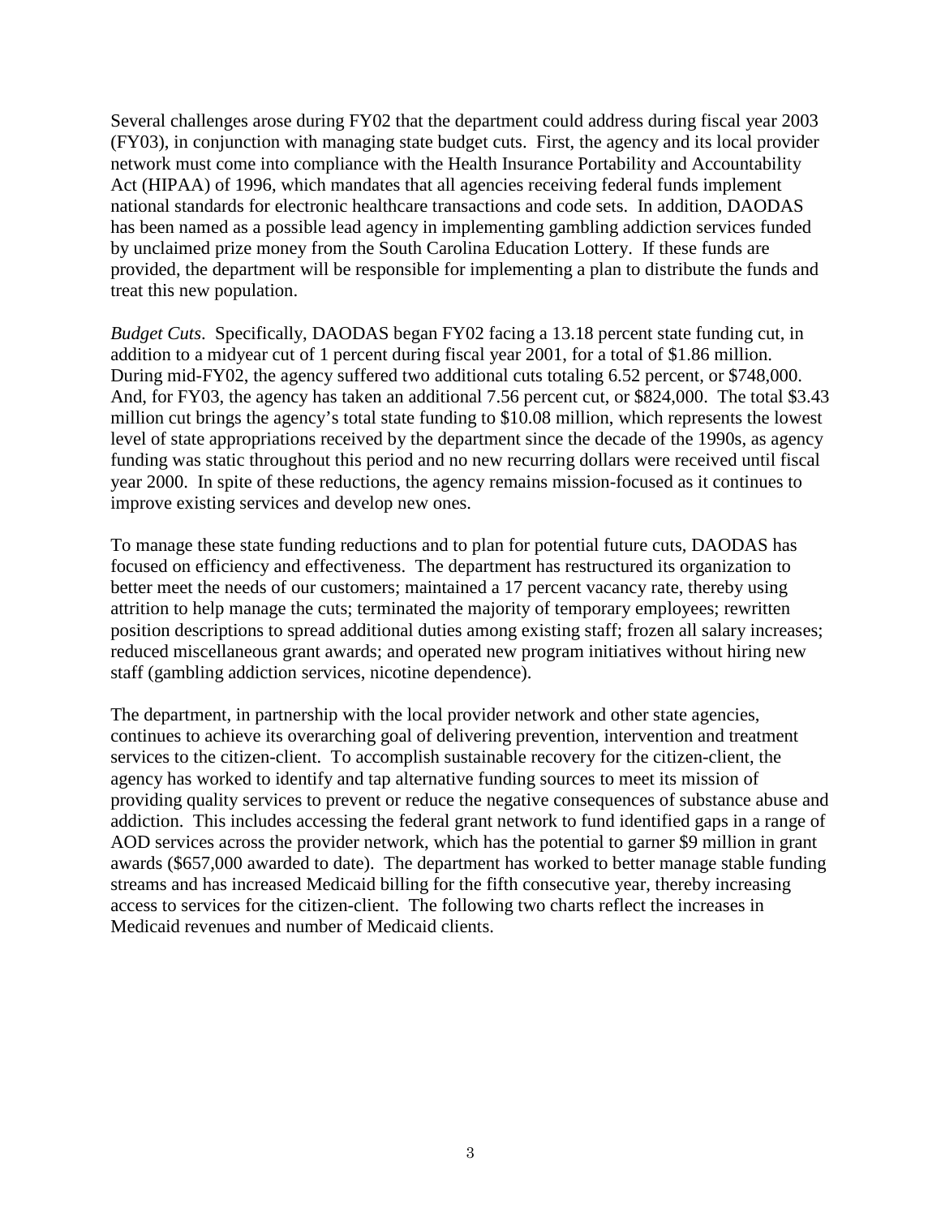Several challenges arose during FY02 that the department could address during fiscal year 2003 (FY03), in conjunction with managing state budget cuts. First, the agency and its local provider network must come into compliance with the Health Insurance Portability and Accountability Act (HIPAA) of 1996, which mandates that all agencies receiving federal funds implement national standards for electronic healthcare transactions and code sets. In addition, DAODAS has been named as a possible lead agency in implementing gambling addiction services funded by unclaimed prize money from the South Carolina Education Lottery. If these funds are provided, the department will be responsible for implementing a plan to distribute the funds and treat this new population.

*Budget Cuts*. Specifically, DAODAS began FY02 facing a 13.18 percent state funding cut, in addition to a midyear cut of 1 percent during fiscal year 2001, for a total of $1.86 million. During mid-FY02, the agency suffered two additional cuts totaling 6.52 percent, or $748,000. And, for FY03, the agency has taken an additional 7.56 percent cut, or $824,000. The total $3.43 million cut brings the agency's total state funding to $10.08 million, which represents the lowest level of state appropriations received by the department since the decade of the 1990s, as agency funding was static throughout this period and no new recurring dollars were received until fiscal year 2000. In spite of these reductions, the agency remains mission-focused as it continues to improve existing services and develop new ones.

To manage these state funding reductions and to plan for potential future cuts, DAODAS has focused on efficiency and effectiveness. The department has restructured its organization to better meet the needs of our customers; maintained a 17 percent vacancy rate, thereby using attrition to help manage the cuts; terminated the majority of temporary employees; rewritten position descriptions to spread additional duties among existing staff; frozen all salary increases; reduced miscellaneous grant awards; and operated new program initiatives without hiring new staff (gambling addiction services, nicotine dependence).

The department, in partnership with the local provider network and other state agencies, continues to achieve its overarching goal of delivering prevention, intervention and treatment services to the citizen-client. To accomplish sustainable recovery for the citizen-client, the agency has worked to identify and tap alternative funding sources to meet its mission of providing quality services to prevent or reduce the negative consequences of substance abuse and addiction. This includes accessing the federal grant network to fund identified gaps in a range of AOD services across the provider network, which has the potential to garner $9 million in grant awards ($657,000 awarded to date). The department has worked to better manage stable funding streams and has increased Medicaid billing for the fifth consecutive year, thereby increasing access to services for the citizen-client. The following two charts reflect the increases in Medicaid revenues and number of Medicaid clients.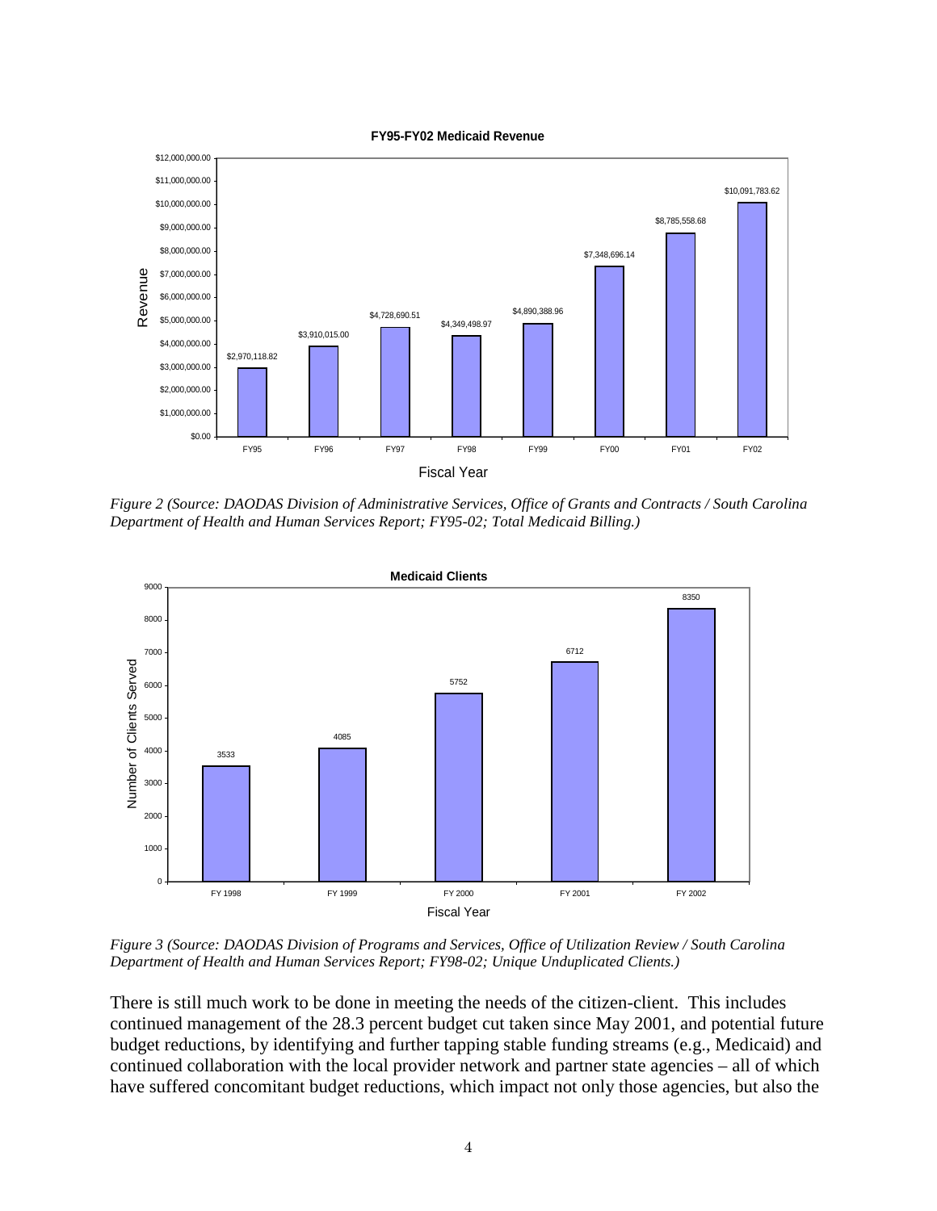**FY95-FY02 Medicaid Revenue**

| Fiscal Year | Revenue |
|---|---|
| FY95 | $2,970,118.82 |
| FY96 | $3,910,015.00 |
| FY97 | $4,728,690.51 |
| FY98 | $4,349,498.97 |
| FY99 | $4,890,388.96 |
| FY00 | $7,348,696.14 |
| FY01 | $8,785,558.68 |
| FY02 | $10,091,783.62 |

*Figure 2 (Source: DAODAS Division of Administrative Services, Office of Grants and Contracts / South Carolina Department of Health and Human Services Report; FY95-02; Total Medicaid Billing.)*

**Medicaid Clients**

| Fiscal Year | Number of Clients Served |
|---|---|
| FY 1998 | 3533 |
| FY 1999 | 4085 |
| FY 2000 | 5752 |
| FY 2001 | 6712 |
| FY 2002 | 8350 |

*Figure 3 (Source: DAODAS Division of Programs and Services, Office of Utilization Review / South Carolina Department of Health and Human Services Report; FY98-02; Unique Unduplicated Clients.)*

There is still much work to be done in meeting the needs of the citizen-client. This includes continued management of the 28.3 percent budget cut taken since May 2001, and potential future budget reductions, by identifying and further tapping stable funding streams (e.g., Medicaid) and continued collaboration with the local provider network and partner state agencies – all of which have suffered concomitant budget reductions, which impact not only those agencies, but also the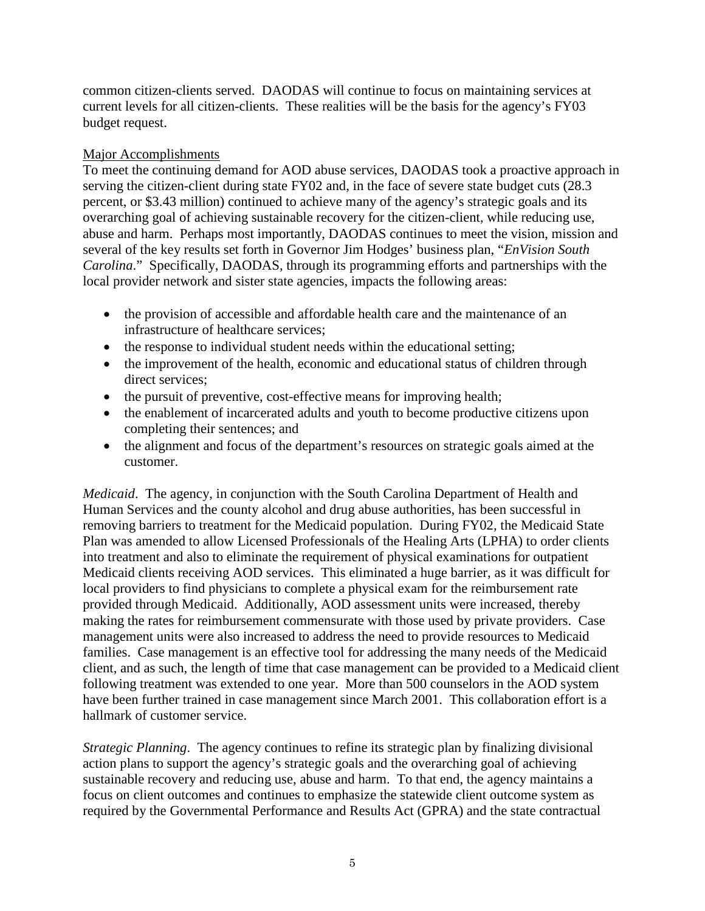common citizen-clients served. DAODAS will continue to focus on maintaining services at current levels for all citizen-clients. These realities will be the basis for the agency's FY03 budget request.

Major Accomplishments

To meet the continuing demand for AOD abuse services, DAODAS took a proactive approach in serving the citizen-client during state FY02 and, in the face of severe state budget cuts (28.3 percent, or \$3.43 million) continued to achieve many of the agency's strategic goals and its overarching goal of achieving sustainable recovery for the citizen-client, while reducing use, abuse and harm. Perhaps most importantly, DAODAS continues to meet the vision, mission and several of the key results set forth in Governor Jim Hodges' business plan, "*EnVision South Carolina*." Specifically, DAODAS, through its programming efforts and partnerships with the local provider network and sister state agencies, impacts the following areas:

- the provision of accessible and affordable health care and the maintenance of an infrastructure of healthcare services;
- the response to individual student needs within the educational setting;
- the improvement of the health, economic and educational status of children through direct services;
- the pursuit of preventive, cost-effective means for improving health;
- the enablement of incarcerated adults and youth to become productive citizens upon completing their sentences; and
- the alignment and focus of the department's resources on strategic goals aimed at the customer.

*Medicaid*. The agency, in conjunction with the South Carolina Department of Health and Human Services and the county alcohol and drug abuse authorities, has been successful in removing barriers to treatment for the Medicaid population. During FY02, the Medicaid State Plan was amended to allow Licensed Professionals of the Healing Arts (LPHA) to order clients into treatment and also to eliminate the requirement of physical examinations for outpatient Medicaid clients receiving AOD services. This eliminated a huge barrier, as it was difficult for local providers to find physicians to complete a physical exam for the reimbursement rate provided through Medicaid. Additionally, AOD assessment units were increased, thereby making the rates for reimbursement commensurate with those used by private providers. Case management units were also increased to address the need to provide resources to Medicaid families. Case management is an effective tool for addressing the many needs of the Medicaid client, and as such, the length of time that case management can be provided to a Medicaid client following treatment was extended to one year. More than 500 counselors in the AOD system have been further trained in case management since March 2001. This collaboration effort is a hallmark of customer service.

*Strategic Planning*. The agency continues to refine its strategic plan by finalizing divisional action plans to support the agency's strategic goals and the overarching goal of achieving sustainable recovery and reducing use, abuse and harm. To that end, the agency maintains a focus on client outcomes and continues to emphasize the statewide client outcome system as required by the Governmental Performance and Results Act (GPRA) and the state contractual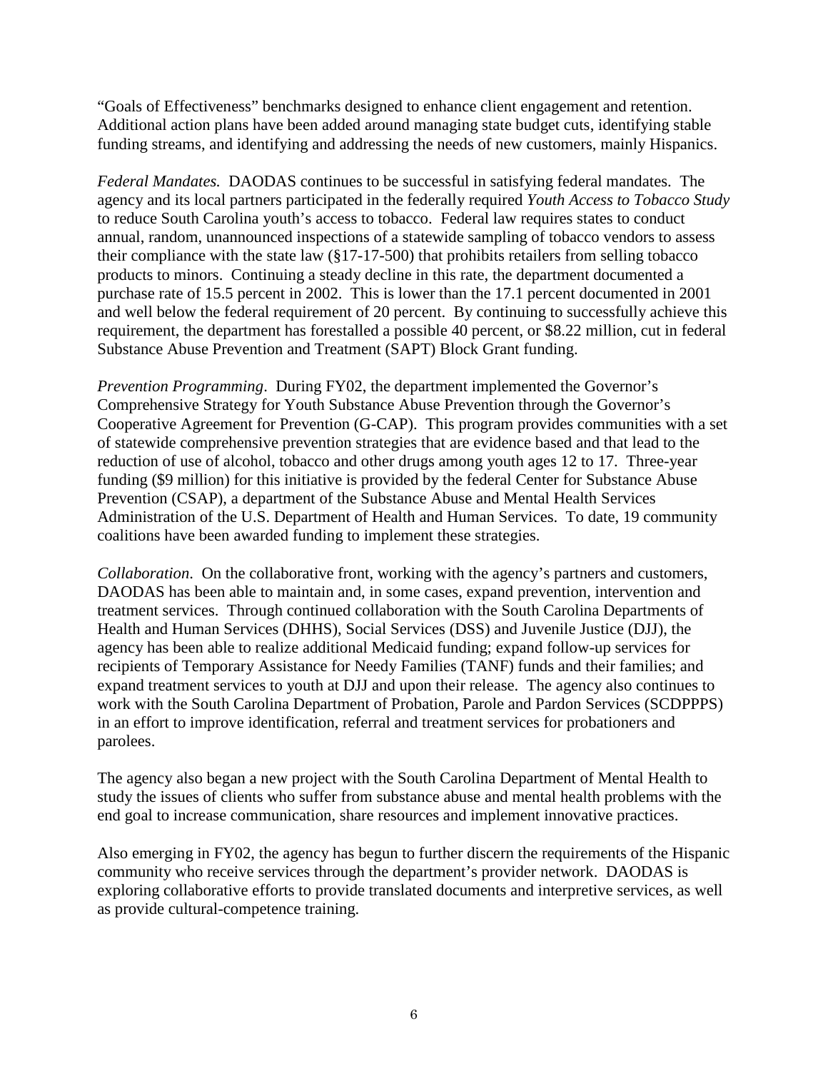"Goals of Effectiveness" benchmarks designed to enhance client engagement and retention. Additional action plans have been added around managing state budget cuts, identifying stable funding streams, and identifying and addressing the needs of new customers, mainly Hispanics.

*Federal Mandates.* DAODAS continues to be successful in satisfying federal mandates. The agency and its local partners participated in the federally required *Youth Access to Tobacco Study* to reduce South Carolina youth's access to tobacco. Federal law requires states to conduct annual, random, unannounced inspections of a statewide sampling of tobacco vendors to assess their compliance with the state law (§17-17-500) that prohibits retailers from selling tobacco products to minors. Continuing a steady decline in this rate, the department documented a purchase rate of 15.5 percent in 2002. This is lower than the 17.1 percent documented in 2001 and well below the federal requirement of 20 percent. By continuing to successfully achieve this requirement, the department has forestalled a possible 40 percent, or $8.22 million, cut in federal Substance Abuse Prevention and Treatment (SAPT) Block Grant funding.

*Prevention Programming*. During FY02, the department implemented the Governor's Comprehensive Strategy for Youth Substance Abuse Prevention through the Governor's Cooperative Agreement for Prevention (G-CAP). This program provides communities with a set of statewide comprehensive prevention strategies that are evidence based and that lead to the reduction of use of alcohol, tobacco and other drugs among youth ages 12 to 17. Three-year funding ($9 million) for this initiative is provided by the federal Center for Substance Abuse Prevention (CSAP), a department of the Substance Abuse and Mental Health Services Administration of the U.S. Department of Health and Human Services. To date, 19 community coalitions have been awarded funding to implement these strategies.

*Collaboration*. On the collaborative front, working with the agency's partners and customers, DAODAS has been able to maintain and, in some cases, expand prevention, intervention and treatment services. Through continued collaboration with the South Carolina Departments of Health and Human Services (DHHS), Social Services (DSS) and Juvenile Justice (DJJ), the agency has been able to realize additional Medicaid funding; expand follow-up services for recipients of Temporary Assistance for Needy Families (TANF) funds and their families; and expand treatment services to youth at DJJ and upon their release. The agency also continues to work with the South Carolina Department of Probation, Parole and Pardon Services (SCDPPPS) in an effort to improve identification, referral and treatment services for probationers and parolees.

The agency also began a new project with the South Carolina Department of Mental Health to study the issues of clients who suffer from substance abuse and mental health problems with the end goal to increase communication, share resources and implement innovative practices.

Also emerging in FY02, the agency has begun to further discern the requirements of the Hispanic community who receive services through the department's provider network. DAODAS is exploring collaborative efforts to provide translated documents and interpretive services, as well as provide cultural-competence training.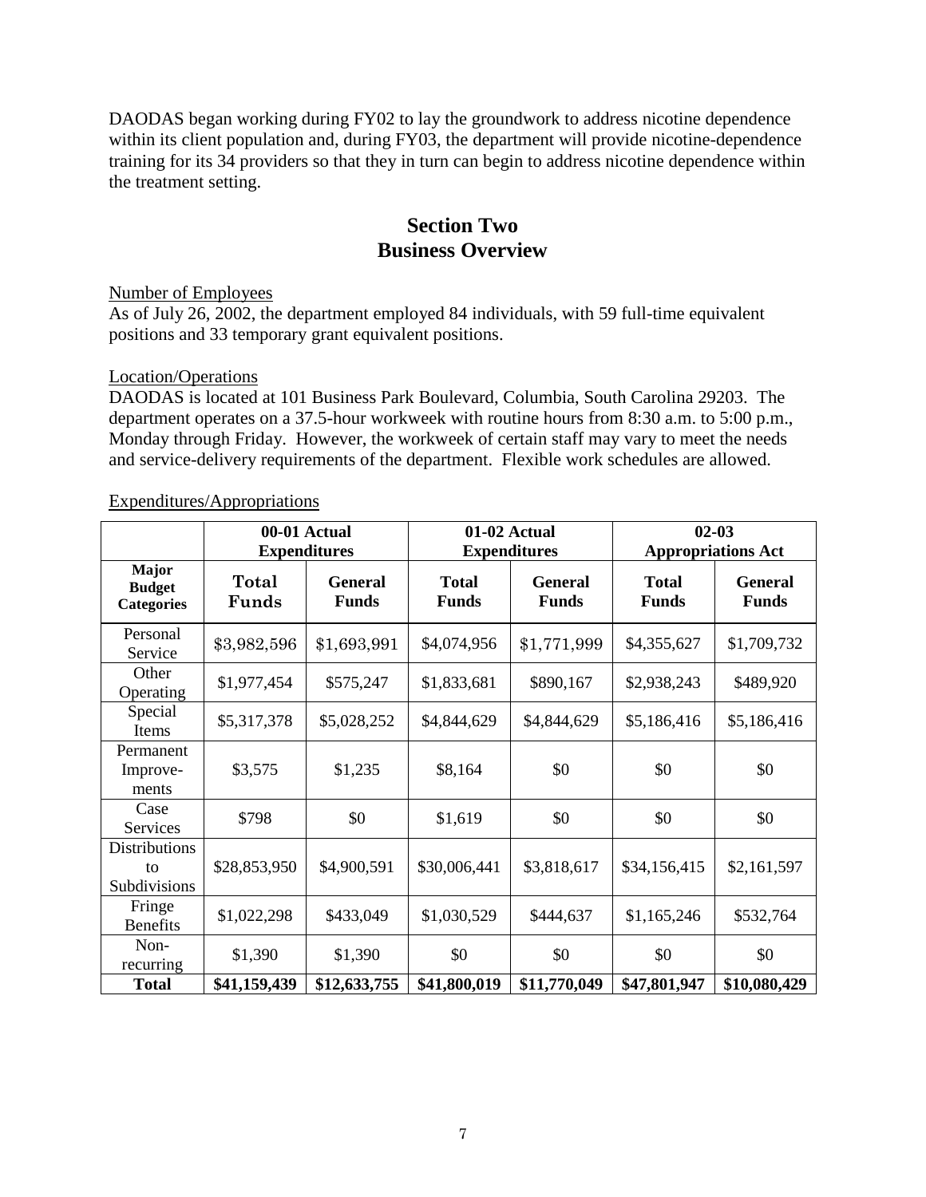DAODAS began working during FY02 to lay the groundwork to address nicotine dependence within its client population and, during FY03, the department will provide nicotine-dependence training for its 34 providers so that they in turn can begin to address nicotine dependence within the treatment setting.

## Section Two
## Business Overview

Number of Employees
As of July 26, 2002, the department employed 84 individuals, with 59 full-time equivalent positions and 33 temporary grant equivalent positions.

Location/Operations
DAODAS is located at 101 Business Park Boulevard, Columbia, South Carolina 29203. The department operates on a 37.5-hour workweek with routine hours from 8:30 a.m. to 5:00 p.m., Monday through Friday. However, the workweek of certain staff may vary to meet the needs and service-delivery requirements of the department. Flexible work schedules are allowed.

Expenditures/Appropriations

| | 00-01 Actual Expenditures | | 01-02 Actual Expenditures | | 02-03 Appropriations Act | |
|---|---|---|---|---|---|---|
| **Major Budget Categories** | **Total Funds** | **General Funds** | **Total Funds** | **General Funds** | **Total Funds** | **General Funds** |
| Personal Service | $3,982,596 | $1,693,991 | $4,074,956 | $1,771,999 | $4,355,627 | $1,709,732 |
| Other Operating | $1,977,454 | $575,247 | $1,833,681 | $890,167 | $2,938,243 | $489,920 |
| Special Items | $5,317,378 | $5,028,252 | $4,844,629 | $4,844,629 | $5,186,416 | $5,186,416 |
| Permanent Improve-ments | $3,575 | $1,235 | $8,164 | $0 | $0 | $0 |
| Case Services | $798 | $0 | $1,619 | $0 | $0 | $0 |
| Distributions to Subdivisions | $28,853,950 | $4,900,591 | $30,006,441 | $3,818,617 | $34,156,415 | $2,161,597 |
| Fringe Benefits | $1,022,298 | $433,049 | $1,030,529 | $444,637 | $1,165,246 | $532,764 |
| Non-recurring | $1,390 | $1,390 | $0 | $0 | $0 | $0 |
| **Total** | **$41,159,439** | **$12,633,755** | **$41,800,019** | **$11,770,049** | **$47,801,947** | **$10,080,429** |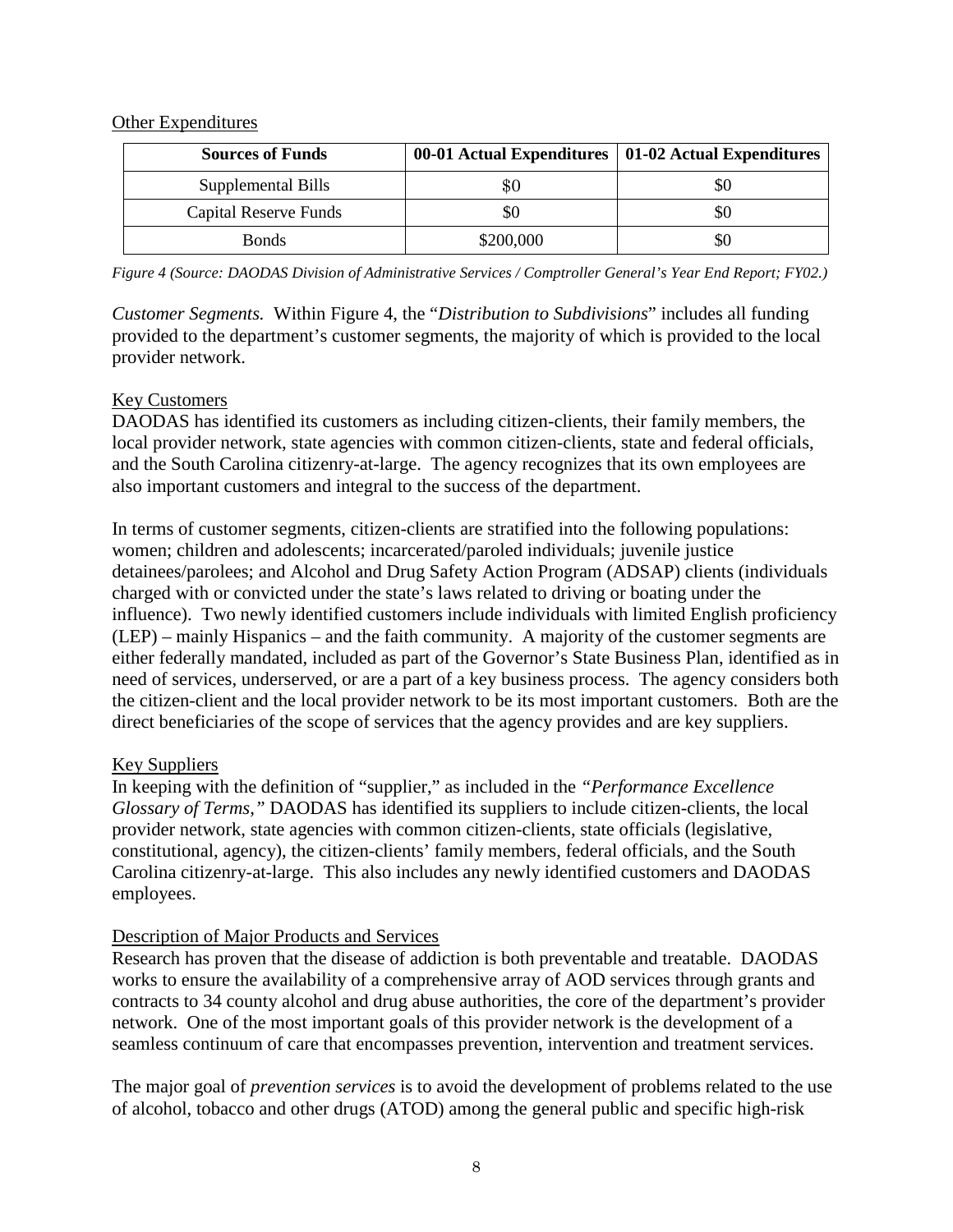Other Expenditures

| Sources of Funds | 00-01 Actual Expenditures | 01-02 Actual Expenditures |
|---|---|---|
| Supplemental Bills | $0 | $0 |
| Capital Reserve Funds | $0 | $0 |
| Bonds | $200,000 | $0 |

*Figure 4 (Source: DAODAS Division of Administrative Services / Comptroller General's Year End Report; FY02.)*

*Customer Segments.* Within Figure 4, the "*Distribution to Subdivisions*" includes all funding provided to the department's customer segments, the majority of which is provided to the local provider network.

Key Customers

DAODAS has identified its customers as including citizen-clients, their family members, the local provider network, state agencies with common citizen-clients, state and federal officials, and the South Carolina citizenry-at-large. The agency recognizes that its own employees are also important customers and integral to the success of the department.

In terms of customer segments, citizen-clients are stratified into the following populations: women; children and adolescents; incarcerated/paroled individuals; juvenile justice detainees/parolees; and Alcohol and Drug Safety Action Program (ADSAP) clients (individuals charged with or convicted under the state's laws related to driving or boating under the influence). Two newly identified customers include individuals with limited English proficiency (LEP) – mainly Hispanics – and the faith community. A majority of the customer segments are either federally mandated, included as part of the Governor's State Business Plan, identified as in need of services, underserved, or are a part of a key business process. The agency considers both the citizen-client and the local provider network to be its most important customers. Both are the direct beneficiaries of the scope of services that the agency provides and are key suppliers.

Key Suppliers

In keeping with the definition of "supplier," as included in the *"Performance Excellence Glossary of Terms,"* DAODAS has identified its suppliers to include citizen-clients, the local provider network, state agencies with common citizen-clients, state officials (legislative, constitutional, agency), the citizen-clients' family members, federal officials, and the South Carolina citizenry-at-large. This also includes any newly identified customers and DAODAS employees.

Description of Major Products and Services

Research has proven that the disease of addiction is both preventable and treatable. DAODAS works to ensure the availability of a comprehensive array of AOD services through grants and contracts to 34 county alcohol and drug abuse authorities, the core of the department's provider network. One of the most important goals of this provider network is the development of a seamless continuum of care that encompasses prevention, intervention and treatment services.

The major goal of *prevention services* is to avoid the development of problems related to the use of alcohol, tobacco and other drugs (ATOD) among the general public and specific high-risk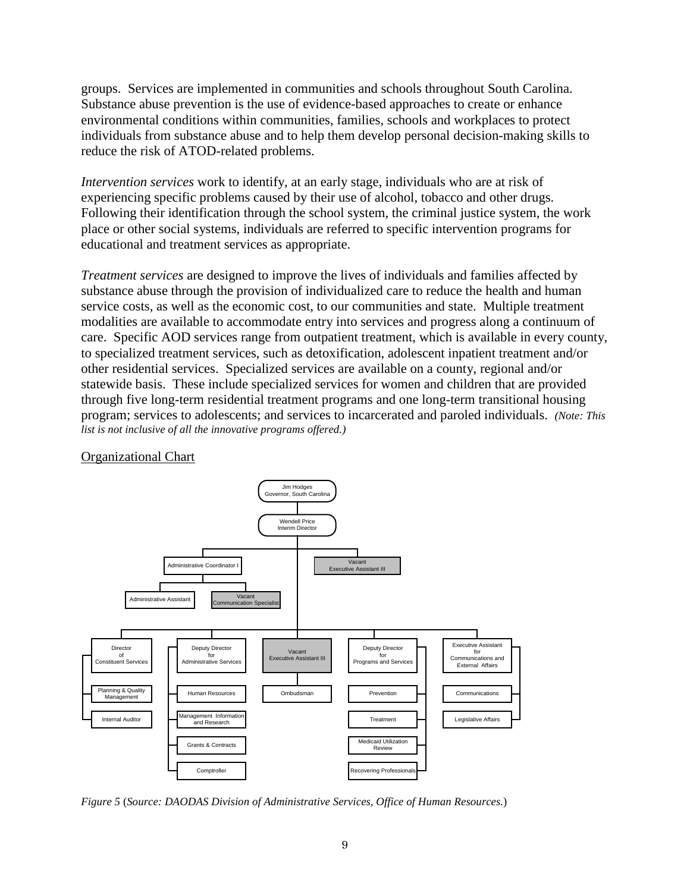groups. Services are implemented in communities and schools throughout South Carolina. Substance abuse prevention is the use of evidence-based approaches to create or enhance environmental conditions within communities, families, schools and workplaces to protect individuals from substance abuse and to help them develop personal decision-making skills to reduce the risk of ATOD-related problems.

*Intervention services* work to identify, at an early stage, individuals who are at risk of experiencing specific problems caused by their use of alcohol, tobacco and other drugs. Following their identification through the school system, the criminal justice system, the work place or other social systems, individuals are referred to specific intervention programs for educational and treatment services as appropriate.

*Treatment services* are designed to improve the lives of individuals and families affected by substance abuse through the provision of individualized care to reduce the health and human service costs, as well as the economic cost, to our communities and state. Multiple treatment modalities are available to accommodate entry into services and progress along a continuum of care. Specific AOD services range from outpatient treatment, which is available in every county, to specialized treatment services, such as detoxification, adolescent inpatient treatment and/or other residential services. Specialized services are available on a county, regional and/or statewide basis. These include specialized services for women and children that are provided through five long-term residential treatment programs and one long-term transitional housing program; services to adolescents; and services to incarcerated and paroled individuals. *(Note: This list is not inclusive of all the innovative programs offered.)*

Organizational Chart

- Jim Hodges, Governor, South Carolina
  - Wendell Price, Interim Director
    - Administrative Coordinator I
      - Administrative Assistant
      - Vacant Communication Specialist
    - Vacant Executive Assistant III
    - Director of Constituent Services
      - Planning & Quality Management
      - Internal Auditor
    - Deputy Director for Administrative Services
      - Human Resources
      - Management Information and Research
      - Grants & Contracts
      - Comptroller
    - Vacant Executive Assistant III
      - Ombudsman
    - Deputy Director for Programs and Services
      - Prevention
      - Treatment
      - Medicaid Utilization Review
      - Recovering Professionals
    - Executive Assistant for Communications and External Affairs
      - Communications
      - Legislative Affairs

*Figure 5* (*Source: DAODAS Division of Administrative Services, Office of Human Resources.*)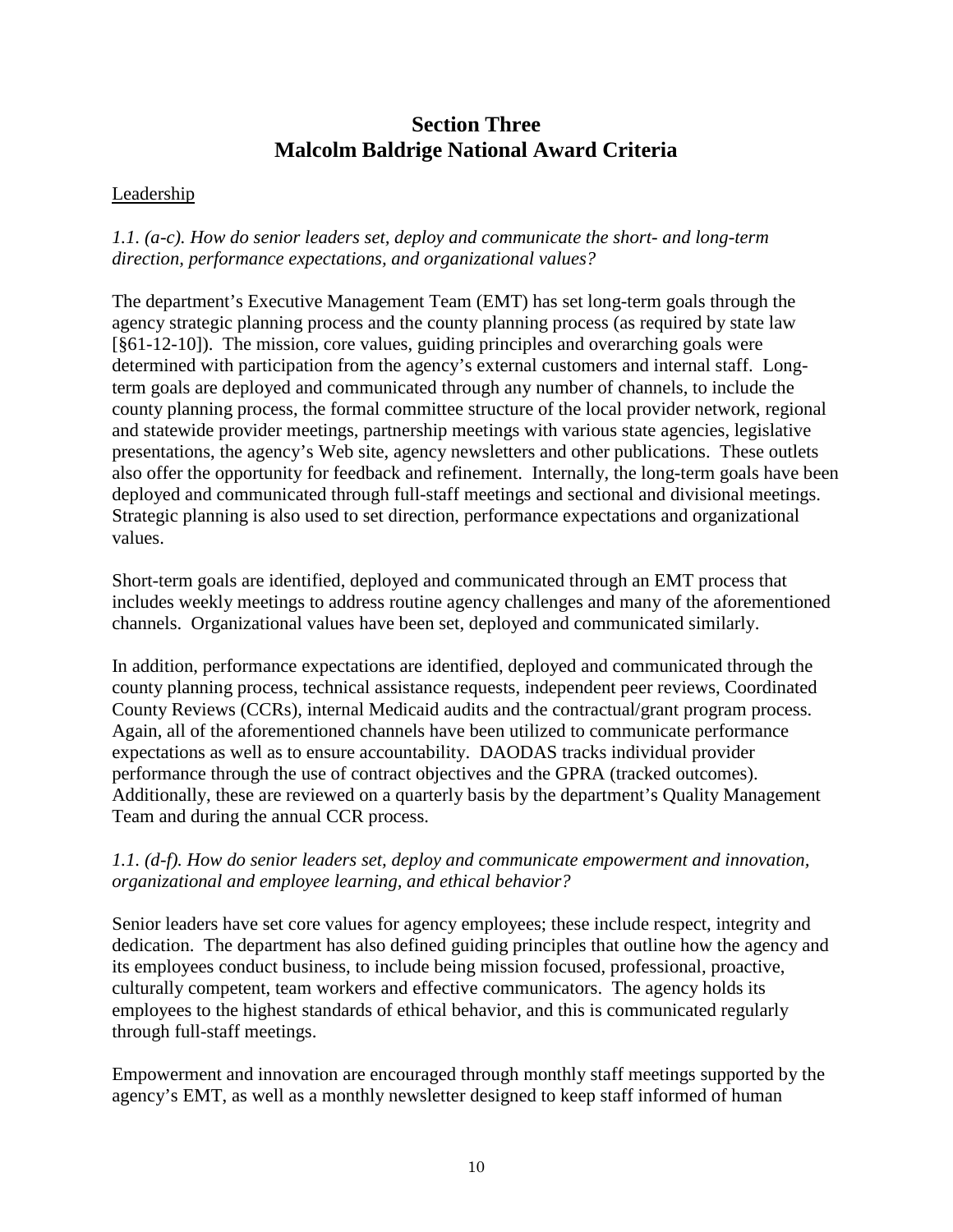## Section Three
## Malcolm Baldrige National Award Criteria

Leadership

*1.1. (a-c). How do senior leaders set, deploy and communicate the short- and long-term direction, performance expectations, and organizational values?*

The department's Executive Management Team (EMT) has set long-term goals through the agency strategic planning process and the county planning process (as required by state law [§61-12-10]). The mission, core values, guiding principles and overarching goals were determined with participation from the agency's external customers and internal staff. Long-term goals are deployed and communicated through any number of channels, to include the county planning process, the formal committee structure of the local provider network, regional and statewide provider meetings, partnership meetings with various state agencies, legislative presentations, the agency's Web site, agency newsletters and other publications. These outlets also offer the opportunity for feedback and refinement. Internally, the long-term goals have been deployed and communicated through full-staff meetings and sectional and divisional meetings. Strategic planning is also used to set direction, performance expectations and organizational values.

Short-term goals are identified, deployed and communicated through an EMT process that includes weekly meetings to address routine agency challenges and many of the aforementioned channels. Organizational values have been set, deployed and communicated similarly.

In addition, performance expectations are identified, deployed and communicated through the county planning process, technical assistance requests, independent peer reviews, Coordinated County Reviews (CCRs), internal Medicaid audits and the contractual/grant program process. Again, all of the aforementioned channels have been utilized to communicate performance expectations as well as to ensure accountability. DAODAS tracks individual provider performance through the use of contract objectives and the GPRA (tracked outcomes). Additionally, these are reviewed on a quarterly basis by the department's Quality Management Team and during the annual CCR process.

*1.1. (d-f). How do senior leaders set, deploy and communicate empowerment and innovation, organizational and employee learning, and ethical behavior?*

Senior leaders have set core values for agency employees; these include respect, integrity and dedication. The department has also defined guiding principles that outline how the agency and its employees conduct business, to include being mission focused, professional, proactive, culturally competent, team workers and effective communicators. The agency holds its employees to the highest standards of ethical behavior, and this is communicated regularly through full-staff meetings.

Empowerment and innovation are encouraged through monthly staff meetings supported by the agency's EMT, as well as a monthly newsletter designed to keep staff informed of human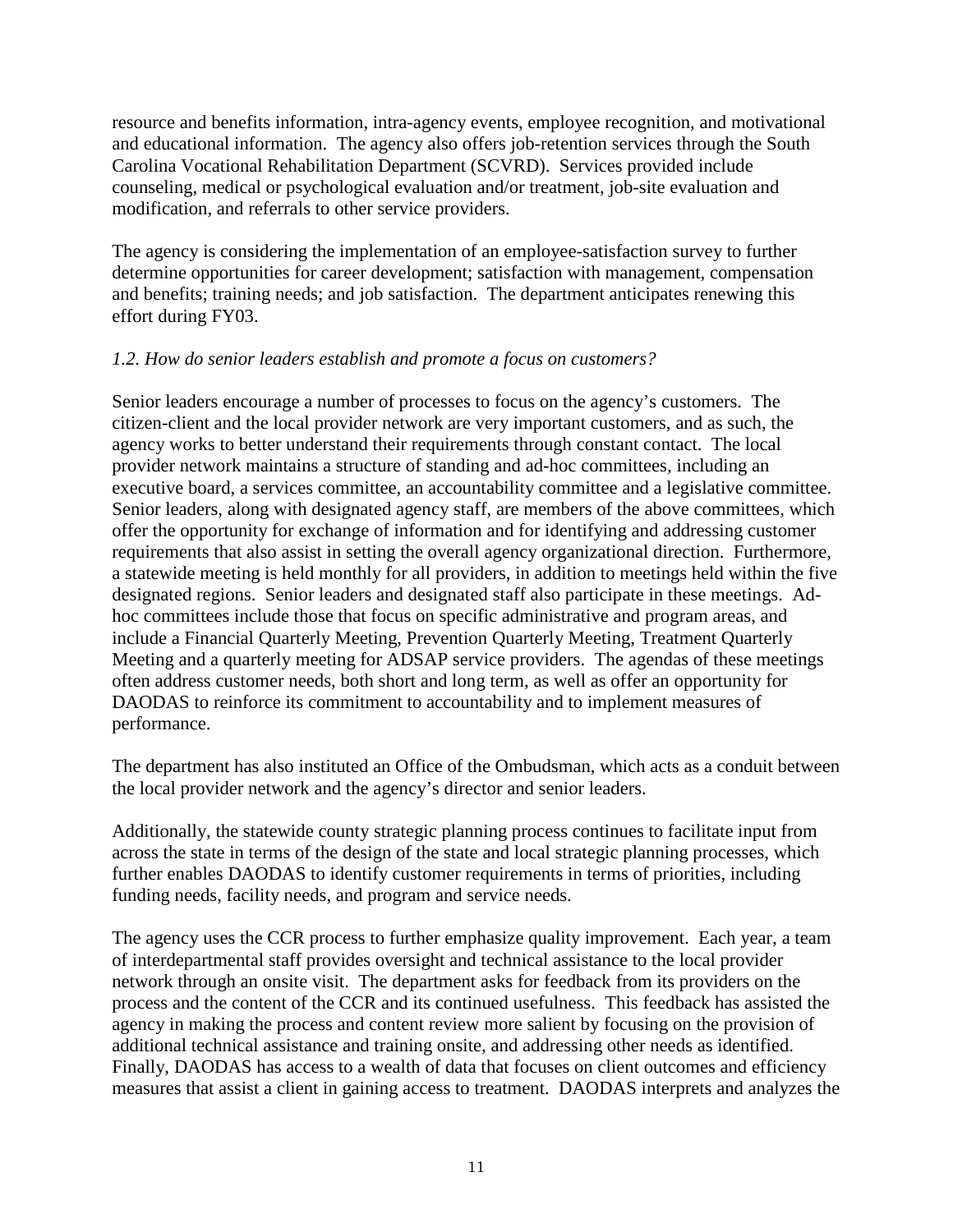resource and benefits information, intra-agency events, employee recognition, and motivational and educational information. The agency also offers job-retention services through the South Carolina Vocational Rehabilitation Department (SCVRD). Services provided include counseling, medical or psychological evaluation and/or treatment, job-site evaluation and modification, and referrals to other service providers.

The agency is considering the implementation of an employee-satisfaction survey to further determine opportunities for career development; satisfaction with management, compensation and benefits; training needs; and job satisfaction. The department anticipates renewing this effort during FY03.

*1.2. How do senior leaders establish and promote a focus on customers?*

Senior leaders encourage a number of processes to focus on the agency's customers. The citizen-client and the local provider network are very important customers, and as such, the agency works to better understand their requirements through constant contact. The local provider network maintains a structure of standing and ad-hoc committees, including an executive board, a services committee, an accountability committee and a legislative committee. Senior leaders, along with designated agency staff, are members of the above committees, which offer the opportunity for exchange of information and for identifying and addressing customer requirements that also assist in setting the overall agency organizational direction. Furthermore, a statewide meeting is held monthly for all providers, in addition to meetings held within the five designated regions. Senior leaders and designated staff also participate in these meetings. Ad-hoc committees include those that focus on specific administrative and program areas, and include a Financial Quarterly Meeting, Prevention Quarterly Meeting, Treatment Quarterly Meeting and a quarterly meeting for ADSAP service providers. The agendas of these meetings often address customer needs, both short and long term, as well as offer an opportunity for DAODAS to reinforce its commitment to accountability and to implement measures of performance.

The department has also instituted an Office of the Ombudsman, which acts as a conduit between the local provider network and the agency's director and senior leaders.

Additionally, the statewide county strategic planning process continues to facilitate input from across the state in terms of the design of the state and local strategic planning processes, which further enables DAODAS to identify customer requirements in terms of priorities, including funding needs, facility needs, and program and service needs.

The agency uses the CCR process to further emphasize quality improvement. Each year, a team of interdepartmental staff provides oversight and technical assistance to the local provider network through an onsite visit. The department asks for feedback from its providers on the process and the content of the CCR and its continued usefulness. This feedback has assisted the agency in making the process and content review more salient by focusing on the provision of additional technical assistance and training onsite, and addressing other needs as identified. Finally, DAODAS has access to a wealth of data that focuses on client outcomes and efficiency measures that assist a client in gaining access to treatment. DAODAS interprets and analyzes the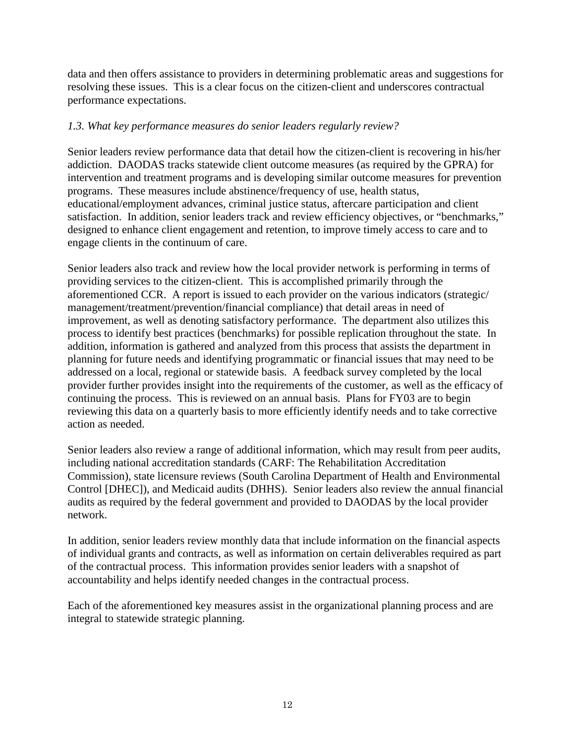data and then offers assistance to providers in determining problematic areas and suggestions for resolving these issues. This is a clear focus on the citizen-client and underscores contractual performance expectations.

*1.3. What key performance measures do senior leaders regularly review?*

Senior leaders review performance data that detail how the citizen-client is recovering in his/her addiction. DAODAS tracks statewide client outcome measures (as required by the GPRA) for intervention and treatment programs and is developing similar outcome measures for prevention programs. These measures include abstinence/frequency of use, health status, educational/employment advances, criminal justice status, aftercare participation and client satisfaction. In addition, senior leaders track and review efficiency objectives, or "benchmarks," designed to enhance client engagement and retention, to improve timely access to care and to engage clients in the continuum of care.

Senior leaders also track and review how the local provider network is performing in terms of providing services to the citizen-client. This is accomplished primarily through the aforementioned CCR. A report is issued to each provider on the various indicators (strategic/ management/treatment/prevention/financial compliance) that detail areas in need of improvement, as well as denoting satisfactory performance. The department also utilizes this process to identify best practices (benchmarks) for possible replication throughout the state. In addition, information is gathered and analyzed from this process that assists the department in planning for future needs and identifying programmatic or financial issues that may need to be addressed on a local, regional or statewide basis. A feedback survey completed by the local provider further provides insight into the requirements of the customer, as well as the efficacy of continuing the process. This is reviewed on an annual basis. Plans for FY03 are to begin reviewing this data on a quarterly basis to more efficiently identify needs and to take corrective action as needed.

Senior leaders also review a range of additional information, which may result from peer audits, including national accreditation standards (CARF: The Rehabilitation Accreditation Commission), state licensure reviews (South Carolina Department of Health and Environmental Control [DHEC]), and Medicaid audits (DHHS). Senior leaders also review the annual financial audits as required by the federal government and provided to DAODAS by the local provider network.

In addition, senior leaders review monthly data that include information on the financial aspects of individual grants and contracts, as well as information on certain deliverables required as part of the contractual process. This information provides senior leaders with a snapshot of accountability and helps identify needed changes in the contractual process.

Each of the aforementioned key measures assist in the organizational planning process and are integral to statewide strategic planning.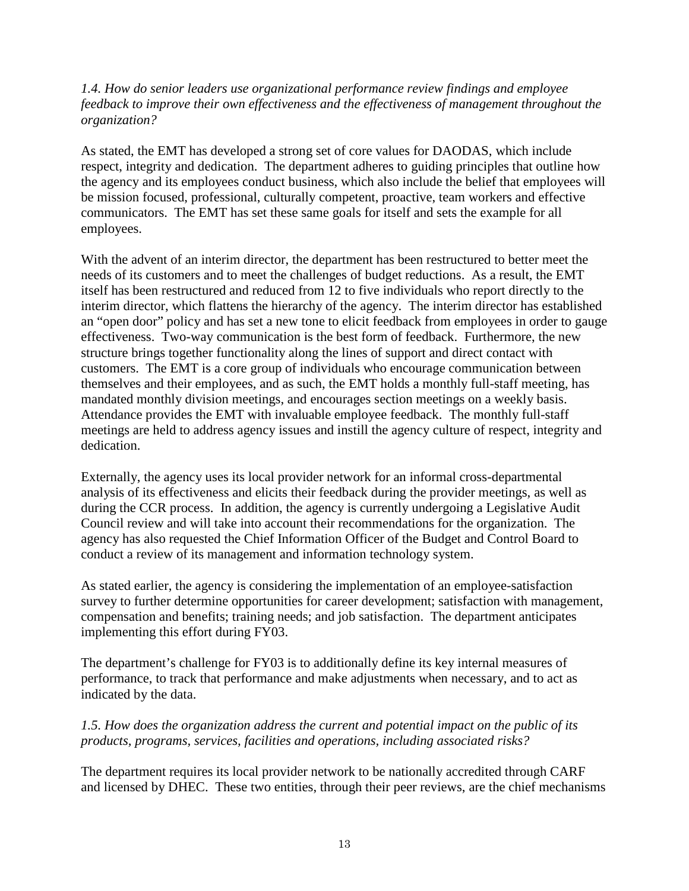*1.4. How do senior leaders use organizational performance review findings and employee feedback to improve their own effectiveness and the effectiveness of management throughout the organization?*

As stated, the EMT has developed a strong set of core values for DAODAS, which include respect, integrity and dedication. The department adheres to guiding principles that outline how the agency and its employees conduct business, which also include the belief that employees will be mission focused, professional, culturally competent, proactive, team workers and effective communicators. The EMT has set these same goals for itself and sets the example for all employees.

With the advent of an interim director, the department has been restructured to better meet the needs of its customers and to meet the challenges of budget reductions. As a result, the EMT itself has been restructured and reduced from 12 to five individuals who report directly to the interim director, which flattens the hierarchy of the agency. The interim director has established an "open door" policy and has set a new tone to elicit feedback from employees in order to gauge effectiveness. Two-way communication is the best form of feedback. Furthermore, the new structure brings together functionality along the lines of support and direct contact with customers. The EMT is a core group of individuals who encourage communication between themselves and their employees, and as such, the EMT holds a monthly full-staff meeting, has mandated monthly division meetings, and encourages section meetings on a weekly basis. Attendance provides the EMT with invaluable employee feedback. The monthly full-staff meetings are held to address agency issues and instill the agency culture of respect, integrity and dedication.

Externally, the agency uses its local provider network for an informal cross-departmental analysis of its effectiveness and elicits their feedback during the provider meetings, as well as during the CCR process. In addition, the agency is currently undergoing a Legislative Audit Council review and will take into account their recommendations for the organization. The agency has also requested the Chief Information Officer of the Budget and Control Board to conduct a review of its management and information technology system.

As stated earlier, the agency is considering the implementation of an employee-satisfaction survey to further determine opportunities for career development; satisfaction with management, compensation and benefits; training needs; and job satisfaction. The department anticipates implementing this effort during FY03.

The department's challenge for FY03 is to additionally define its key internal measures of performance, to track that performance and make adjustments when necessary, and to act as indicated by the data.

*1.5. How does the organization address the current and potential impact on the public of its products, programs, services, facilities and operations, including associated risks?*

The department requires its local provider network to be nationally accredited through CARF and licensed by DHEC. These two entities, through their peer reviews, are the chief mechanisms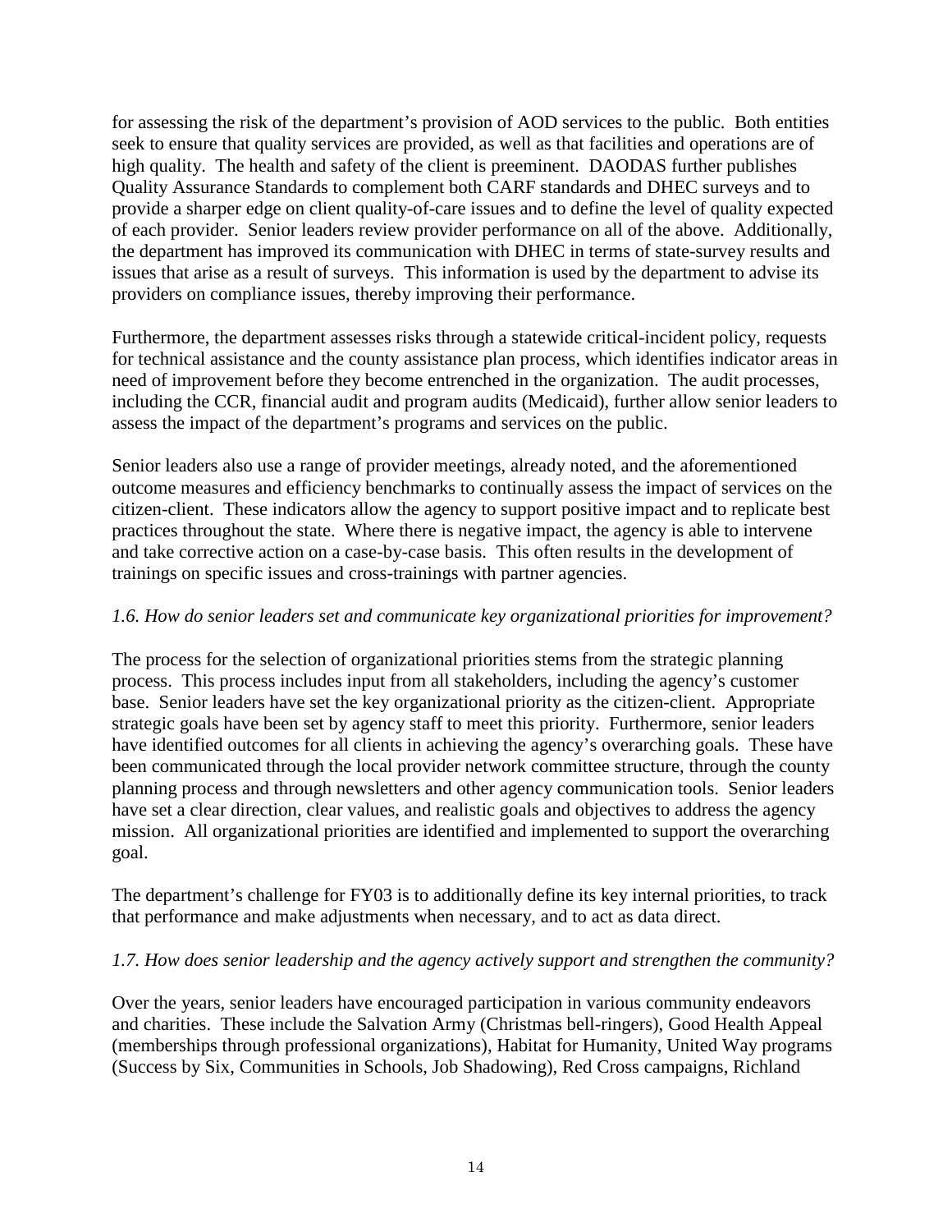for assessing the risk of the department's provision of AOD services to the public. Both entities seek to ensure that quality services are provided, as well as that facilities and operations are of high quality. The health and safety of the client is preeminent. DAODAS further publishes Quality Assurance Standards to complement both CARF standards and DHEC surveys and to provide a sharper edge on client quality-of-care issues and to define the level of quality expected of each provider. Senior leaders review provider performance on all of the above. Additionally, the department has improved its communication with DHEC in terms of state-survey results and issues that arise as a result of surveys. This information is used by the department to advise its providers on compliance issues, thereby improving their performance.

Furthermore, the department assesses risks through a statewide critical-incident policy, requests for technical assistance and the county assistance plan process, which identifies indicator areas in need of improvement before they become entrenched in the organization. The audit processes, including the CCR, financial audit and program audits (Medicaid), further allow senior leaders to assess the impact of the department's programs and services on the public.

Senior leaders also use a range of provider meetings, already noted, and the aforementioned outcome measures and efficiency benchmarks to continually assess the impact of services on the citizen-client. These indicators allow the agency to support positive impact and to replicate best practices throughout the state. Where there is negative impact, the agency is able to intervene and take corrective action on a case-by-case basis. This often results in the development of trainings on specific issues and cross-trainings with partner agencies.

*1.6. How do senior leaders set and communicate key organizational priorities for improvement?*

The process for the selection of organizational priorities stems from the strategic planning process. This process includes input from all stakeholders, including the agency's customer base. Senior leaders have set the key organizational priority as the citizen-client. Appropriate strategic goals have been set by agency staff to meet this priority. Furthermore, senior leaders have identified outcomes for all clients in achieving the agency's overarching goals. These have been communicated through the local provider network committee structure, through the county planning process and through newsletters and other agency communication tools. Senior leaders have set a clear direction, clear values, and realistic goals and objectives to address the agency mission. All organizational priorities are identified and implemented to support the overarching goal.

The department's challenge for FY03 is to additionally define its key internal priorities, to track that performance and make adjustments when necessary, and to act as data direct.

*1.7. How does senior leadership and the agency actively support and strengthen the community?*

Over the years, senior leaders have encouraged participation in various community endeavors and charities. These include the Salvation Army (Christmas bell-ringers), Good Health Appeal (memberships through professional organizations), Habitat for Humanity, United Way programs (Success by Six, Communities in Schools, Job Shadowing), Red Cross campaigns, Richland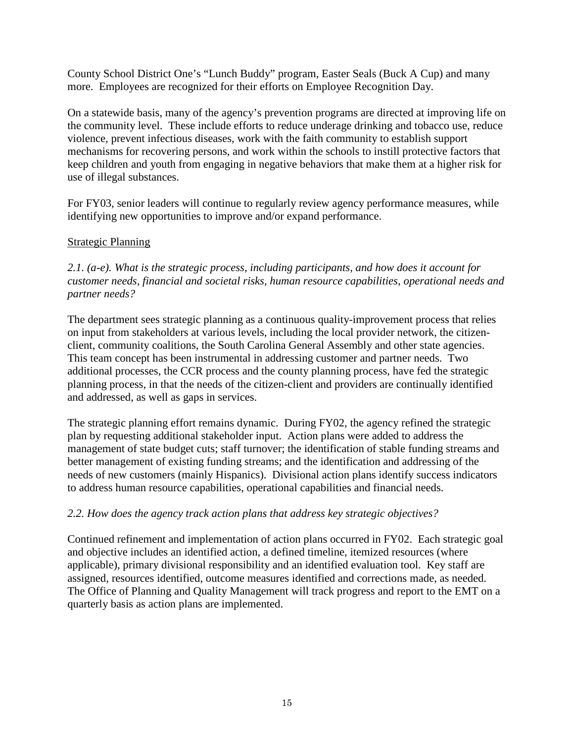County School District One's "Lunch Buddy" program, Easter Seals (Buck A Cup) and many more. Employees are recognized for their efforts on Employee Recognition Day.

On a statewide basis, many of the agency's prevention programs are directed at improving life on the community level. These include efforts to reduce underage drinking and tobacco use, reduce violence, prevent infectious diseases, work with the faith community to establish support mechanisms for recovering persons, and work within the schools to instill protective factors that keep children and youth from engaging in negative behaviors that make them at a higher risk for use of illegal substances.

For FY03, senior leaders will continue to regularly review agency performance measures, while identifying new opportunities to improve and/or expand performance.

## Strategic Planning

*2.1. (a-e). What is the strategic process, including participants, and how does it account for customer needs, financial and societal risks, human resource capabilities, operational needs and partner needs?*

The department sees strategic planning as a continuous quality-improvement process that relies on input from stakeholders at various levels, including the local provider network, the citizen-client, community coalitions, the South Carolina General Assembly and other state agencies. This team concept has been instrumental in addressing customer and partner needs. Two additional processes, the CCR process and the county planning process, have fed the strategic planning process, in that the needs of the citizen-client and providers are continually identified and addressed, as well as gaps in services.

The strategic planning effort remains dynamic. During FY02, the agency refined the strategic plan by requesting additional stakeholder input. Action plans were added to address the management of state budget cuts; staff turnover; the identification of stable funding streams and better management of existing funding streams; and the identification and addressing of the needs of new customers (mainly Hispanics). Divisional action plans identify success indicators to address human resource capabilities, operational capabilities and financial needs.

*2.2. How does the agency track action plans that address key strategic objectives?*

Continued refinement and implementation of action plans occurred in FY02. Each strategic goal and objective includes an identified action, a defined timeline, itemized resources (where applicable), primary divisional responsibility and an identified evaluation tool. Key staff are assigned, resources identified, outcome measures identified and corrections made, as needed. The Office of Planning and Quality Management will track progress and report to the EMT on a quarterly basis as action plans are implemented.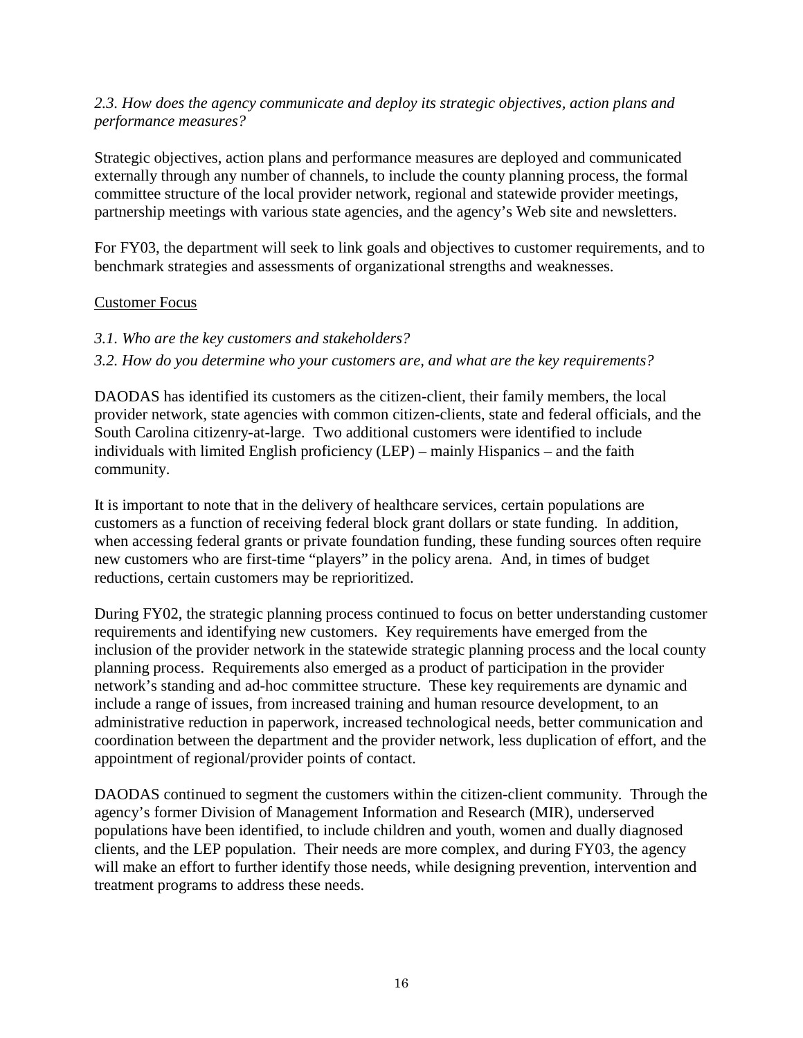*2.3. How does the agency communicate and deploy its strategic objectives, action plans and performance measures?*

Strategic objectives, action plans and performance measures are deployed and communicated externally through any number of channels, to include the county planning process, the formal committee structure of the local provider network, regional and statewide provider meetings, partnership meetings with various state agencies, and the agency's Web site and newsletters.

For FY03, the department will seek to link goals and objectives to customer requirements, and to benchmark strategies and assessments of organizational strengths and weaknesses.

<u>Customer Focus</u>

*3.1. Who are the key customers and stakeholders?*

*3.2. How do you determine who your customers are, and what are the key requirements?*

DAODAS has identified its customers as the citizen-client, their family members, the local provider network, state agencies with common citizen-clients, state and federal officials, and the South Carolina citizenry-at-large. Two additional customers were identified to include individuals with limited English proficiency (LEP) – mainly Hispanics – and the faith community.

It is important to note that in the delivery of healthcare services, certain populations are customers as a function of receiving federal block grant dollars or state funding. In addition, when accessing federal grants or private foundation funding, these funding sources often require new customers who are first-time "players" in the policy arena. And, in times of budget reductions, certain customers may be reprioritized.

During FY02, the strategic planning process continued to focus on better understanding customer requirements and identifying new customers. Key requirements have emerged from the inclusion of the provider network in the statewide strategic planning process and the local county planning process. Requirements also emerged as a product of participation in the provider network's standing and ad-hoc committee structure. These key requirements are dynamic and include a range of issues, from increased training and human resource development, to an administrative reduction in paperwork, increased technological needs, better communication and coordination between the department and the provider network, less duplication of effort, and the appointment of regional/provider points of contact.

DAODAS continued to segment the customers within the citizen-client community. Through the agency's former Division of Management Information and Research (MIR), underserved populations have been identified, to include children and youth, women and dually diagnosed clients, and the LEP population. Their needs are more complex, and during FY03, the agency will make an effort to further identify those needs, while designing prevention, intervention and treatment programs to address these needs.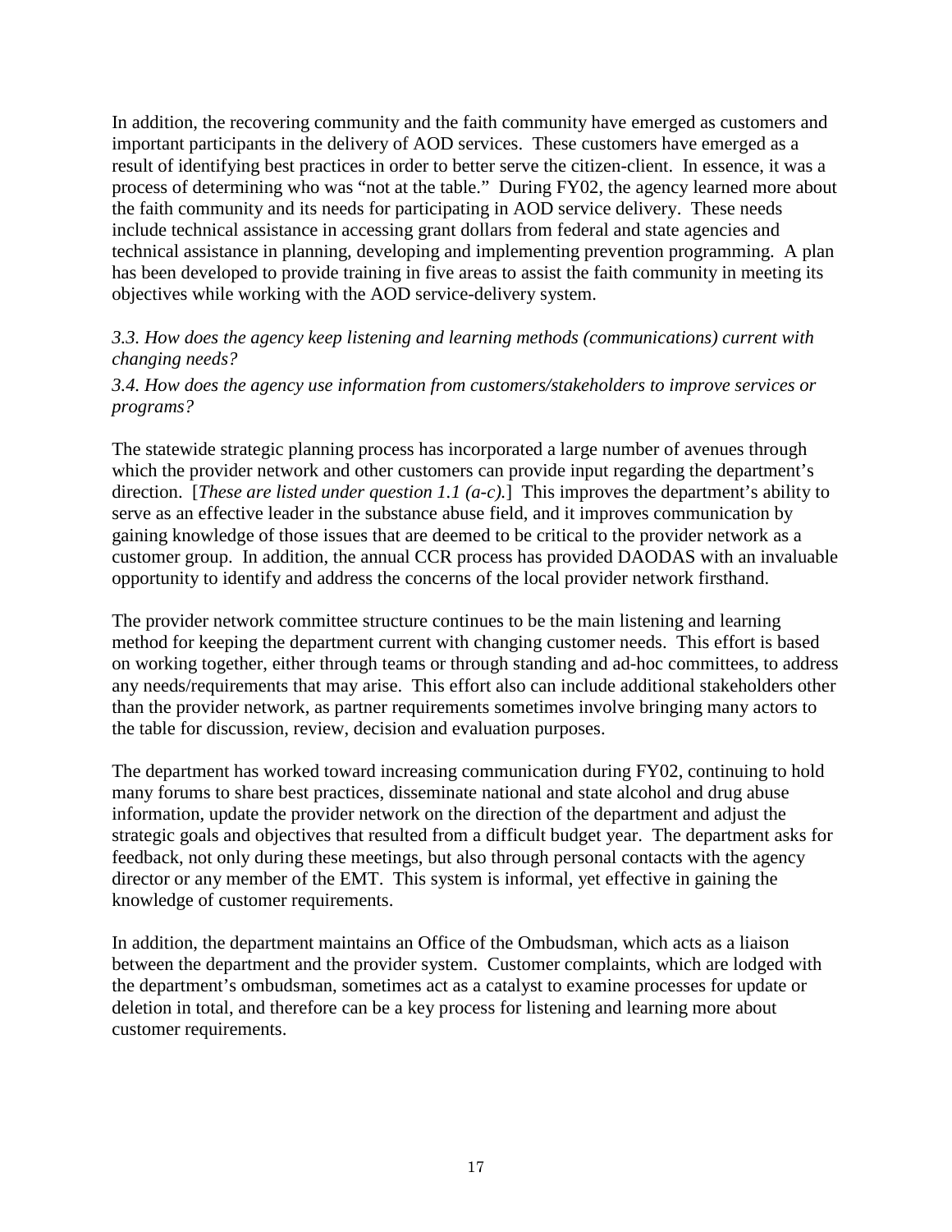In addition, the recovering community and the faith community have emerged as customers and important participants in the delivery of AOD services. These customers have emerged as a result of identifying best practices in order to better serve the citizen-client. In essence, it was a process of determining who was "not at the table." During FY02, the agency learned more about the faith community and its needs for participating in AOD service delivery. These needs include technical assistance in accessing grant dollars from federal and state agencies and technical assistance in planning, developing and implementing prevention programming. A plan has been developed to provide training in five areas to assist the faith community in meeting its objectives while working with the AOD service-delivery system.

*3.3. How does the agency keep listening and learning methods (communications) current with changing needs?*

*3.4. How does the agency use information from customers/stakeholders to improve services or programs?*

The statewide strategic planning process has incorporated a large number of avenues through which the provider network and other customers can provide input regarding the department's direction. [*These are listed under question 1.1 (a-c).*] This improves the department's ability to serve as an effective leader in the substance abuse field, and it improves communication by gaining knowledge of those issues that are deemed to be critical to the provider network as a customer group. In addition, the annual CCR process has provided DAODAS with an invaluable opportunity to identify and address the concerns of the local provider network firsthand.

The provider network committee structure continues to be the main listening and learning method for keeping the department current with changing customer needs. This effort is based on working together, either through teams or through standing and ad-hoc committees, to address any needs/requirements that may arise. This effort also can include additional stakeholders other than the provider network, as partner requirements sometimes involve bringing many actors to the table for discussion, review, decision and evaluation purposes.

The department has worked toward increasing communication during FY02, continuing to hold many forums to share best practices, disseminate national and state alcohol and drug abuse information, update the provider network on the direction of the department and adjust the strategic goals and objectives that resulted from a difficult budget year. The department asks for feedback, not only during these meetings, but also through personal contacts with the agency director or any member of the EMT. This system is informal, yet effective in gaining the knowledge of customer requirements.

In addition, the department maintains an Office of the Ombudsman, which acts as a liaison between the department and the provider system. Customer complaints, which are lodged with the department's ombudsman, sometimes act as a catalyst to examine processes for update or deletion in total, and therefore can be a key process for listening and learning more about customer requirements.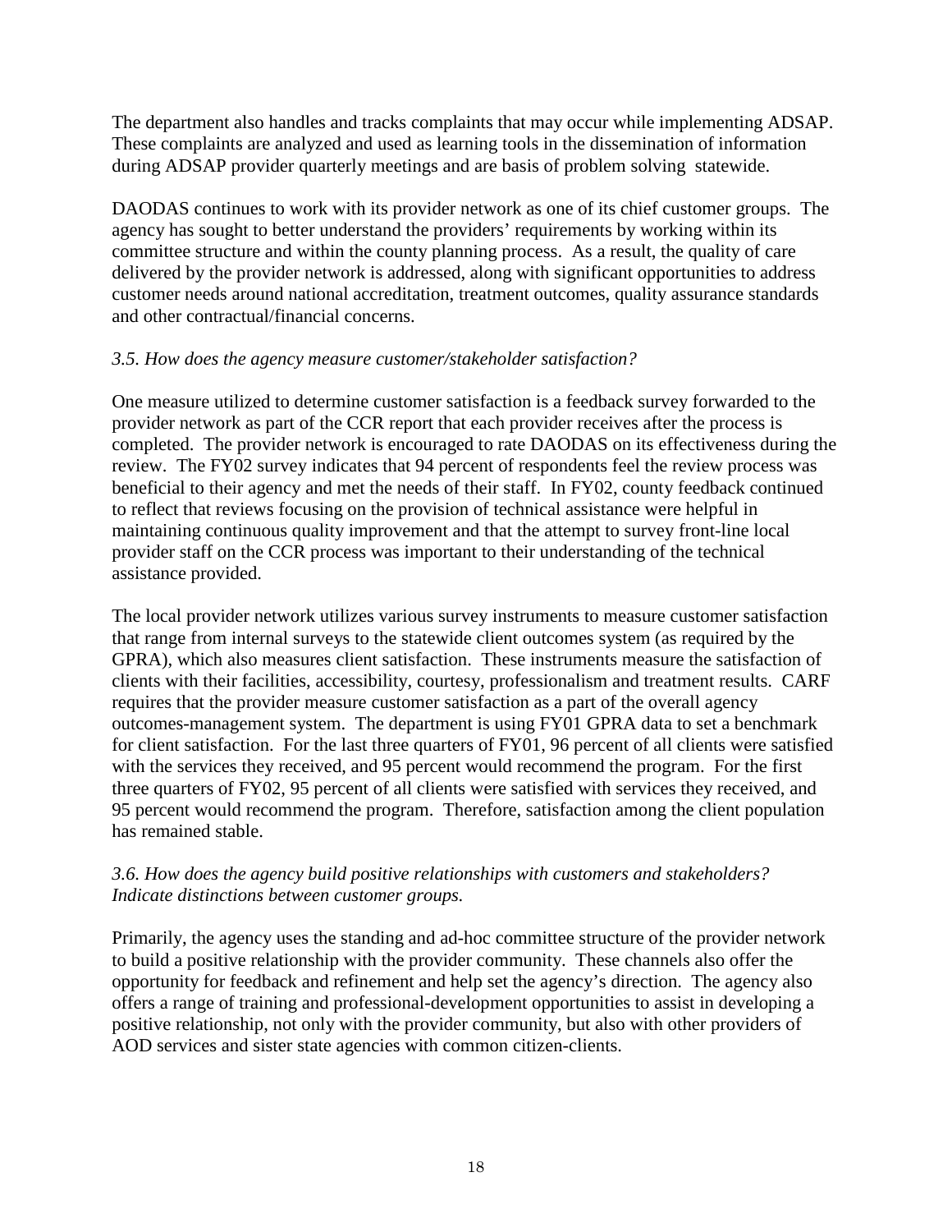The department also handles and tracks complaints that may occur while implementing ADSAP. These complaints are analyzed and used as learning tools in the dissemination of information during ADSAP provider quarterly meetings and are basis of problem solving statewide.

DAODAS continues to work with its provider network as one of its chief customer groups. The agency has sought to better understand the providers' requirements by working within its committee structure and within the county planning process. As a result, the quality of care delivered by the provider network is addressed, along with significant opportunities to address customer needs around national accreditation, treatment outcomes, quality assurance standards and other contractual/financial concerns.

*3.5. How does the agency measure customer/stakeholder satisfaction?*

One measure utilized to determine customer satisfaction is a feedback survey forwarded to the provider network as part of the CCR report that each provider receives after the process is completed. The provider network is encouraged to rate DAODAS on its effectiveness during the review. The FY02 survey indicates that 94 percent of respondents feel the review process was beneficial to their agency and met the needs of their staff. In FY02, county feedback continued to reflect that reviews focusing on the provision of technical assistance were helpful in maintaining continuous quality improvement and that the attempt to survey front-line local provider staff on the CCR process was important to their understanding of the technical assistance provided.

The local provider network utilizes various survey instruments to measure customer satisfaction that range from internal surveys to the statewide client outcomes system (as required by the GPRA), which also measures client satisfaction. These instruments measure the satisfaction of clients with their facilities, accessibility, courtesy, professionalism and treatment results. CARF requires that the provider measure customer satisfaction as a part of the overall agency outcomes-management system. The department is using FY01 GPRA data to set a benchmark for client satisfaction. For the last three quarters of FY01, 96 percent of all clients were satisfied with the services they received, and 95 percent would recommend the program. For the first three quarters of FY02, 95 percent of all clients were satisfied with services they received, and 95 percent would recommend the program. Therefore, satisfaction among the client population has remained stable.

*3.6. How does the agency build positive relationships with customers and stakeholders? Indicate distinctions between customer groups.*

Primarily, the agency uses the standing and ad-hoc committee structure of the provider network to build a positive relationship with the provider community. These channels also offer the opportunity for feedback and refinement and help set the agency's direction. The agency also offers a range of training and professional-development opportunities to assist in developing a positive relationship, not only with the provider community, but also with other providers of AOD services and sister state agencies with common citizen-clients.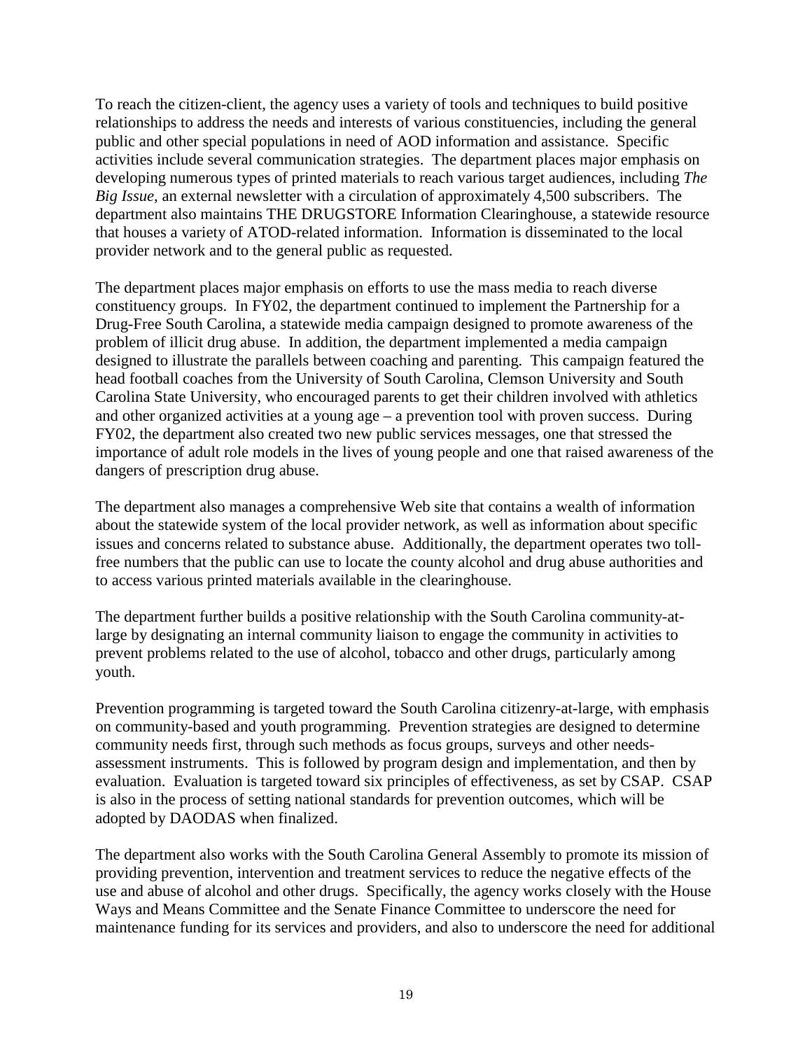To reach the citizen-client, the agency uses a variety of tools and techniques to build positive relationships to address the needs and interests of various constituencies, including the general public and other special populations in need of AOD information and assistance. Specific activities include several communication strategies. The department places major emphasis on developing numerous types of printed materials to reach various target audiences, including *The Big Issue*, an external newsletter with a circulation of approximately 4,500 subscribers. The department also maintains THE DRUGSTORE Information Clearinghouse, a statewide resource that houses a variety of ATOD-related information. Information is disseminated to the local provider network and to the general public as requested.

The department places major emphasis on efforts to use the mass media to reach diverse constituency groups. In FY02, the department continued to implement the Partnership for a Drug-Free South Carolina, a statewide media campaign designed to promote awareness of the problem of illicit drug abuse. In addition, the department implemented a media campaign designed to illustrate the parallels between coaching and parenting. This campaign featured the head football coaches from the University of South Carolina, Clemson University and South Carolina State University, who encouraged parents to get their children involved with athletics and other organized activities at a young age – a prevention tool with proven success. During FY02, the department also created two new public services messages, one that stressed the importance of adult role models in the lives of young people and one that raised awareness of the dangers of prescription drug abuse.

The department also manages a comprehensive Web site that contains a wealth of information about the statewide system of the local provider network, as well as information about specific issues and concerns related to substance abuse. Additionally, the department operates two toll-free numbers that the public can use to locate the county alcohol and drug abuse authorities and to access various printed materials available in the clearinghouse.

The department further builds a positive relationship with the South Carolina community-at-large by designating an internal community liaison to engage the community in activities to prevent problems related to the use of alcohol, tobacco and other drugs, particularly among youth.

Prevention programming is targeted toward the South Carolina citizenry-at-large, with emphasis on community-based and youth programming. Prevention strategies are designed to determine community needs first, through such methods as focus groups, surveys and other needs-assessment instruments. This is followed by program design and implementation, and then by evaluation. Evaluation is targeted toward six principles of effectiveness, as set by CSAP. CSAP is also in the process of setting national standards for prevention outcomes, which will be adopted by DAODAS when finalized.

The department also works with the South Carolina General Assembly to promote its mission of providing prevention, intervention and treatment services to reduce the negative effects of the use and abuse of alcohol and other drugs. Specifically, the agency works closely with the House Ways and Means Committee and the Senate Finance Committee to underscore the need for maintenance funding for its services and providers, and also to underscore the need for additional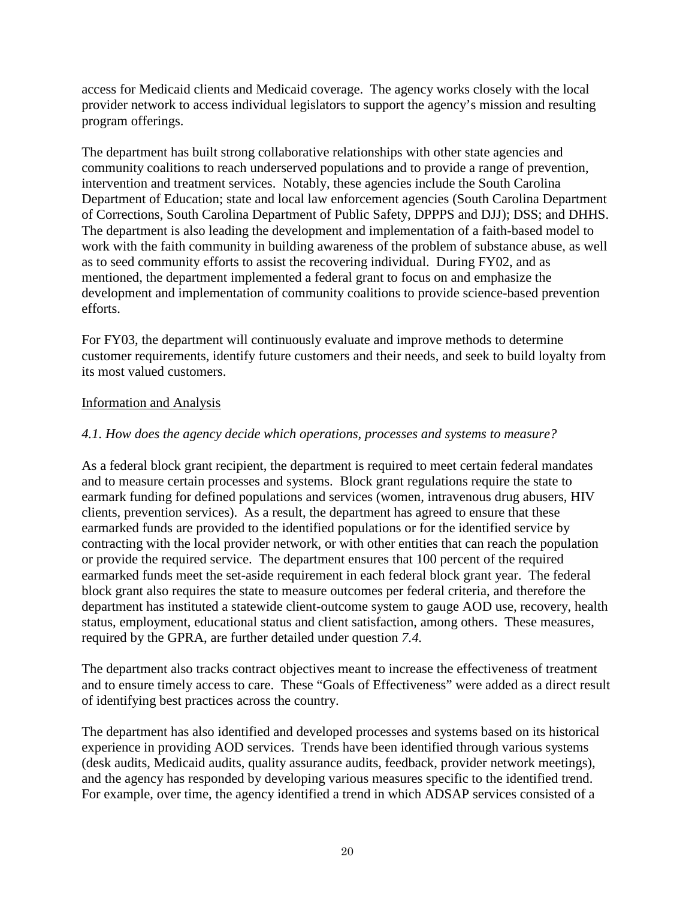access for Medicaid clients and Medicaid coverage. The agency works closely with the local provider network to access individual legislators to support the agency's mission and resulting program offerings.

The department has built strong collaborative relationships with other state agencies and community coalitions to reach underserved populations and to provide a range of prevention, intervention and treatment services. Notably, these agencies include the South Carolina Department of Education; state and local law enforcement agencies (South Carolina Department of Corrections, South Carolina Department of Public Safety, DPPPS and DJJ); DSS; and DHHS. The department is also leading the development and implementation of a faith-based model to work with the faith community in building awareness of the problem of substance abuse, as well as to seed community efforts to assist the recovering individual. During FY02, and as mentioned, the department implemented a federal grant to focus on and emphasize the development and implementation of community coalitions to provide science-based prevention efforts.

For FY03, the department will continuously evaluate and improve methods to determine customer requirements, identify future customers and their needs, and seek to build loyalty from its most valued customers.

<u>Information and Analysis</u>

*4.1. How does the agency decide which operations, processes and systems to measure?*

As a federal block grant recipient, the department is required to meet certain federal mandates and to measure certain processes and systems. Block grant regulations require the state to earmark funding for defined populations and services (women, intravenous drug abusers, HIV clients, prevention services). As a result, the department has agreed to ensure that these earmarked funds are provided to the identified populations or for the identified service by contracting with the local provider network, or with other entities that can reach the population or provide the required service. The department ensures that 100 percent of the required earmarked funds meet the set-aside requirement in each federal block grant year. The federal block grant also requires the state to measure outcomes per federal criteria, and therefore the department has instituted a statewide client-outcome system to gauge AOD use, recovery, health status, employment, educational status and client satisfaction, among others. These measures, required by the GPRA, are further detailed under question *7.4.*

The department also tracks contract objectives meant to increase the effectiveness of treatment and to ensure timely access to care. These "Goals of Effectiveness" were added as a direct result of identifying best practices across the country.

The department has also identified and developed processes and systems based on its historical experience in providing AOD services. Trends have been identified through various systems (desk audits, Medicaid audits, quality assurance audits, feedback, provider network meetings), and the agency has responded by developing various measures specific to the identified trend. For example, over time, the agency identified a trend in which ADSAP services consisted of a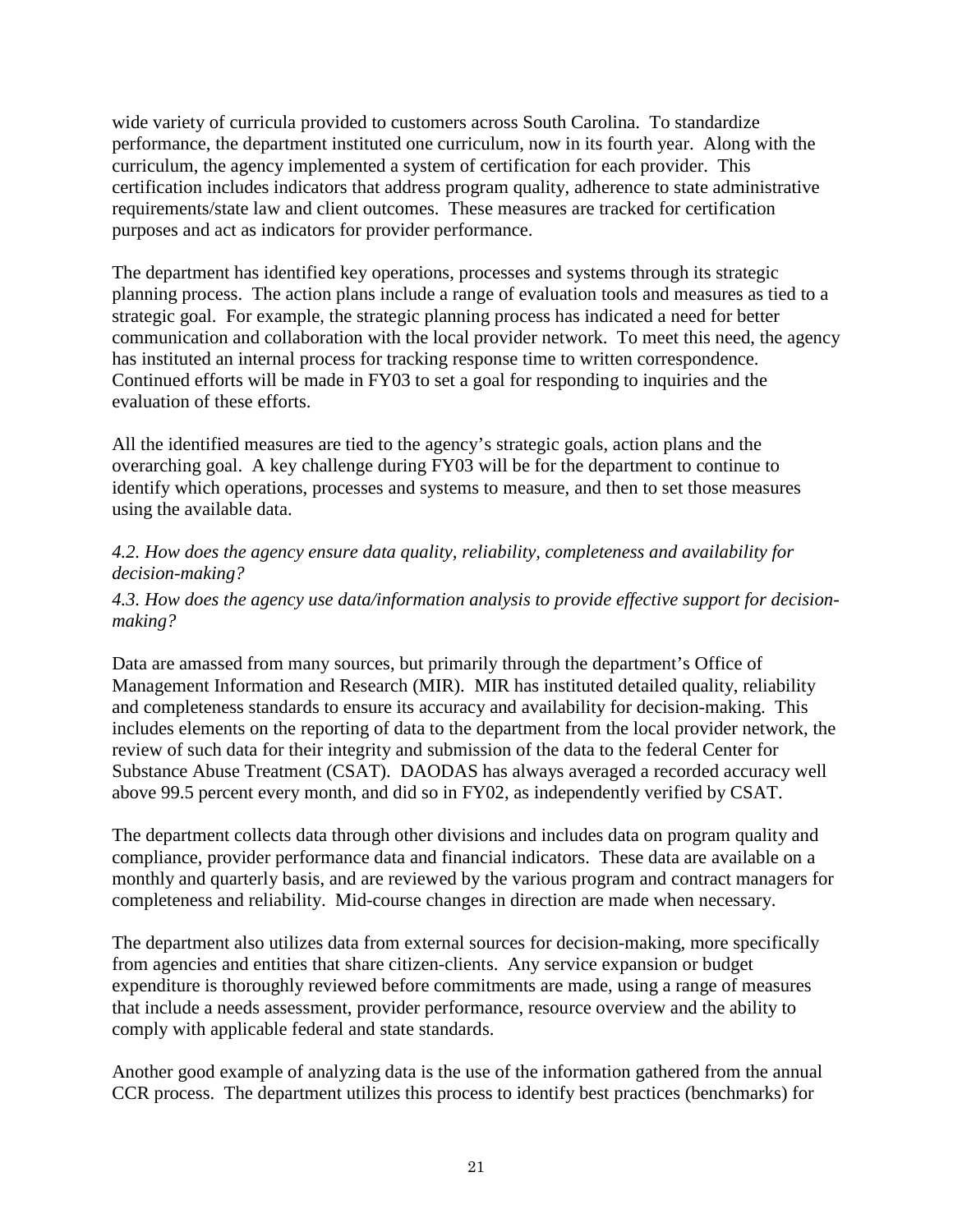wide variety of curricula provided to customers across South Carolina. To standardize performance, the department instituted one curriculum, now in its fourth year. Along with the curriculum, the agency implemented a system of certification for each provider. This certification includes indicators that address program quality, adherence to state administrative requirements/state law and client outcomes. These measures are tracked for certification purposes and act as indicators for provider performance.

The department has identified key operations, processes and systems through its strategic planning process. The action plans include a range of evaluation tools and measures as tied to a strategic goal. For example, the strategic planning process has indicated a need for better communication and collaboration with the local provider network. To meet this need, the agency has instituted an internal process for tracking response time to written correspondence. Continued efforts will be made in FY03 to set a goal for responding to inquiries and the evaluation of these efforts.

All the identified measures are tied to the agency's strategic goals, action plans and the overarching goal. A key challenge during FY03 will be for the department to continue to identify which operations, processes and systems to measure, and then to set those measures using the available data.

*4.2. How does the agency ensure data quality, reliability, completeness and availability for decision-making?*

*4.3. How does the agency use data/information analysis to provide effective support for decision-making?*

Data are amassed from many sources, but primarily through the department's Office of Management Information and Research (MIR). MIR has instituted detailed quality, reliability and completeness standards to ensure its accuracy and availability for decision-making. This includes elements on the reporting of data to the department from the local provider network, the review of such data for their integrity and submission of the data to the federal Center for Substance Abuse Treatment (CSAT). DAODAS has always averaged a recorded accuracy well above 99.5 percent every month, and did so in FY02, as independently verified by CSAT.

The department collects data through other divisions and includes data on program quality and compliance, provider performance data and financial indicators. These data are available on a monthly and quarterly basis, and are reviewed by the various program and contract managers for completeness and reliability. Mid-course changes in direction are made when necessary.

The department also utilizes data from external sources for decision-making, more specifically from agencies and entities that share citizen-clients. Any service expansion or budget expenditure is thoroughly reviewed before commitments are made, using a range of measures that include a needs assessment, provider performance, resource overview and the ability to comply with applicable federal and state standards.

Another good example of analyzing data is the use of the information gathered from the annual CCR process. The department utilizes this process to identify best practices (benchmarks) for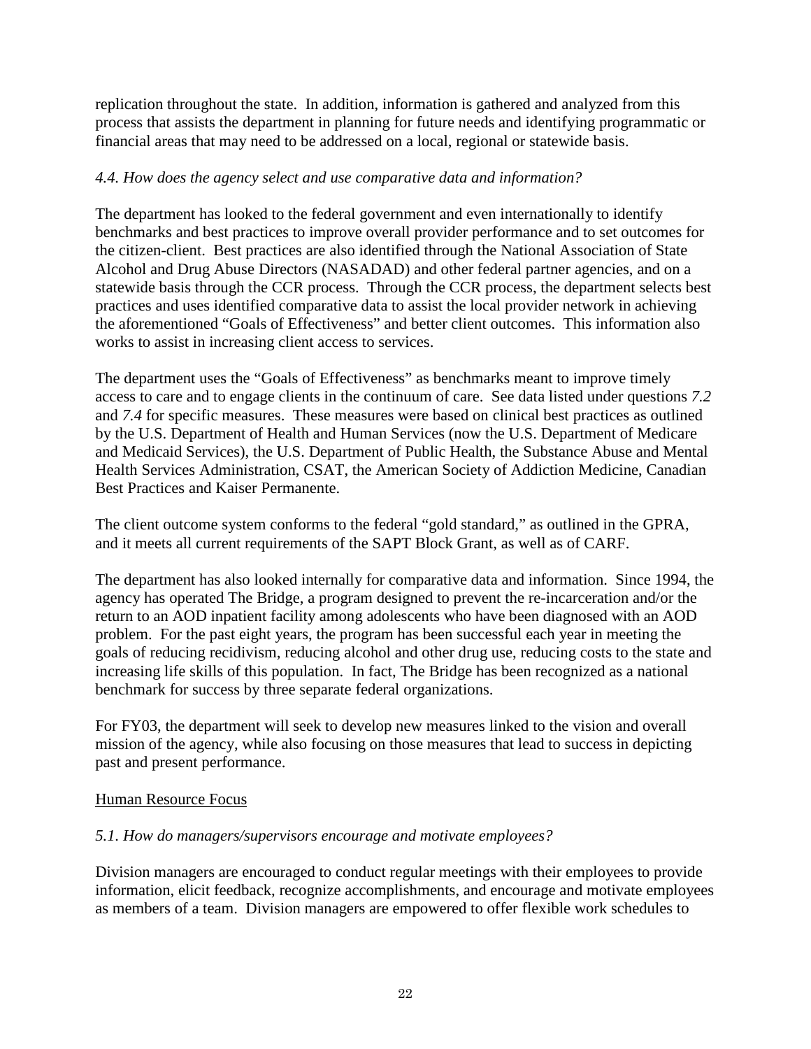replication throughout the state. In addition, information is gathered and analyzed from this process that assists the department in planning for future needs and identifying programmatic or financial areas that may need to be addressed on a local, regional or statewide basis.

*4.4. How does the agency select and use comparative data and information?*

The department has looked to the federal government and even internationally to identify benchmarks and best practices to improve overall provider performance and to set outcomes for the citizen-client. Best practices are also identified through the National Association of State Alcohol and Drug Abuse Directors (NASADAD) and other federal partner agencies, and on a statewide basis through the CCR process. Through the CCR process, the department selects best practices and uses identified comparative data to assist the local provider network in achieving the aforementioned "Goals of Effectiveness" and better client outcomes. This information also works to assist in increasing client access to services.

The department uses the "Goals of Effectiveness" as benchmarks meant to improve timely access to care and to engage clients in the continuum of care. See data listed under questions *7.2* and *7.4* for specific measures. These measures were based on clinical best practices as outlined by the U.S. Department of Health and Human Services (now the U.S. Department of Medicare and Medicaid Services), the U.S. Department of Public Health, the Substance Abuse and Mental Health Services Administration, CSAT, the American Society of Addiction Medicine, Canadian Best Practices and Kaiser Permanente.

The client outcome system conforms to the federal "gold standard," as outlined in the GPRA, and it meets all current requirements of the SAPT Block Grant, as well as of CARF.

The department has also looked internally for comparative data and information. Since 1994, the agency has operated The Bridge, a program designed to prevent the re-incarceration and/or the return to an AOD inpatient facility among adolescents who have been diagnosed with an AOD problem. For the past eight years, the program has been successful each year in meeting the goals of reducing recidivism, reducing alcohol and other drug use, reducing costs to the state and increasing life skills of this population. In fact, The Bridge has been recognized as a national benchmark for success by three separate federal organizations.

For FY03, the department will seek to develop new measures linked to the vision and overall mission of the agency, while also focusing on those measures that lead to success in depicting past and present performance.

Human Resource Focus

*5.1. How do managers/supervisors encourage and motivate employees?*

Division managers are encouraged to conduct regular meetings with their employees to provide information, elicit feedback, recognize accomplishments, and encourage and motivate employees as members of a team. Division managers are empowered to offer flexible work schedules to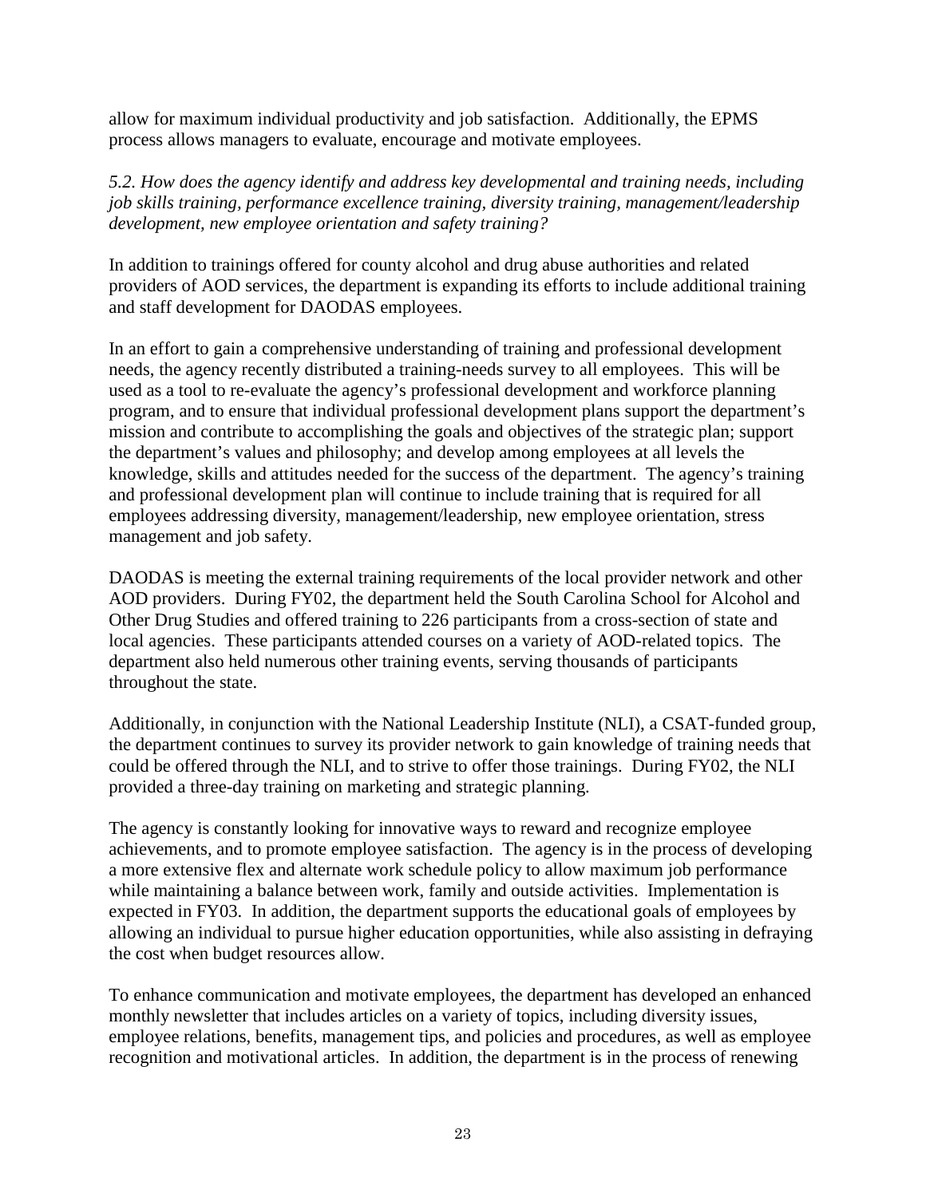allow for maximum individual productivity and job satisfaction. Additionally, the EPMS process allows managers to evaluate, encourage and motivate employees.

*5.2. How does the agency identify and address key developmental and training needs, including job skills training, performance excellence training, diversity training, management/leadership development, new employee orientation and safety training?*

In addition to trainings offered for county alcohol and drug abuse authorities and related providers of AOD services, the department is expanding its efforts to include additional training and staff development for DAODAS employees.

In an effort to gain a comprehensive understanding of training and professional development needs, the agency recently distributed a training-needs survey to all employees. This will be used as a tool to re-evaluate the agency's professional development and workforce planning program, and to ensure that individual professional development plans support the department's mission and contribute to accomplishing the goals and objectives of the strategic plan; support the department's values and philosophy; and develop among employees at all levels the knowledge, skills and attitudes needed for the success of the department. The agency's training and professional development plan will continue to include training that is required for all employees addressing diversity, management/leadership, new employee orientation, stress management and job safety.

DAODAS is meeting the external training requirements of the local provider network and other AOD providers. During FY02, the department held the South Carolina School for Alcohol and Other Drug Studies and offered training to 226 participants from a cross-section of state and local agencies. These participants attended courses on a variety of AOD-related topics. The department also held numerous other training events, serving thousands of participants throughout the state.

Additionally, in conjunction with the National Leadership Institute (NLI), a CSAT-funded group, the department continues to survey its provider network to gain knowledge of training needs that could be offered through the NLI, and to strive to offer those trainings. During FY02, the NLI provided a three-day training on marketing and strategic planning.

The agency is constantly looking for innovative ways to reward and recognize employee achievements, and to promote employee satisfaction. The agency is in the process of developing a more extensive flex and alternate work schedule policy to allow maximum job performance while maintaining a balance between work, family and outside activities. Implementation is expected in FY03. In addition, the department supports the educational goals of employees by allowing an individual to pursue higher education opportunities, while also assisting in defraying the cost when budget resources allow.

To enhance communication and motivate employees, the department has developed an enhanced monthly newsletter that includes articles on a variety of topics, including diversity issues, employee relations, benefits, management tips, and policies and procedures, as well as employee recognition and motivational articles. In addition, the department is in the process of renewing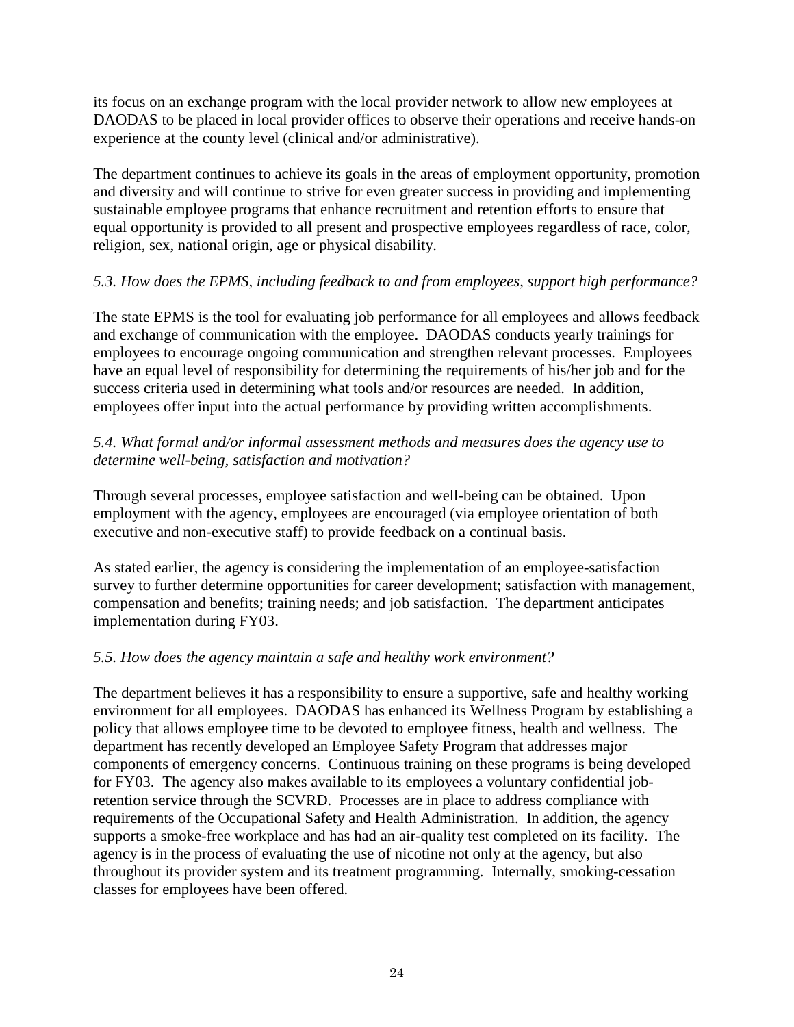its focus on an exchange program with the local provider network to allow new employees at DAODAS to be placed in local provider offices to observe their operations and receive hands-on experience at the county level (clinical and/or administrative).

The department continues to achieve its goals in the areas of employment opportunity, promotion and diversity and will continue to strive for even greater success in providing and implementing sustainable employee programs that enhance recruitment and retention efforts to ensure that equal opportunity is provided to all present and prospective employees regardless of race, color, religion, sex, national origin, age or physical disability.

*5.3. How does the EPMS, including feedback to and from employees, support high performance?*

The state EPMS is the tool for evaluating job performance for all employees and allows feedback and exchange of communication with the employee. DAODAS conducts yearly trainings for employees to encourage ongoing communication and strengthen relevant processes. Employees have an equal level of responsibility for determining the requirements of his/her job and for the success criteria used in determining what tools and/or resources are needed. In addition, employees offer input into the actual performance by providing written accomplishments.

*5.4. What formal and/or informal assessment methods and measures does the agency use to determine well-being, satisfaction and motivation?*

Through several processes, employee satisfaction and well-being can be obtained. Upon employment with the agency, employees are encouraged (via employee orientation of both executive and non-executive staff) to provide feedback on a continual basis.

As stated earlier, the agency is considering the implementation of an employee-satisfaction survey to further determine opportunities for career development; satisfaction with management, compensation and benefits; training needs; and job satisfaction. The department anticipates implementation during FY03.

*5.5. How does the agency maintain a safe and healthy work environment?*

The department believes it has a responsibility to ensure a supportive, safe and healthy working environment for all employees. DAODAS has enhanced its Wellness Program by establishing a policy that allows employee time to be devoted to employee fitness, health and wellness. The department has recently developed an Employee Safety Program that addresses major components of emergency concerns. Continuous training on these programs is being developed for FY03. The agency also makes available to its employees a voluntary confidential job-retention service through the SCVRD. Processes are in place to address compliance with requirements of the Occupational Safety and Health Administration. In addition, the agency supports a smoke-free workplace and has had an air-quality test completed on its facility. The agency is in the process of evaluating the use of nicotine not only at the agency, but also throughout its provider system and its treatment programming. Internally, smoking-cessation classes for employees have been offered.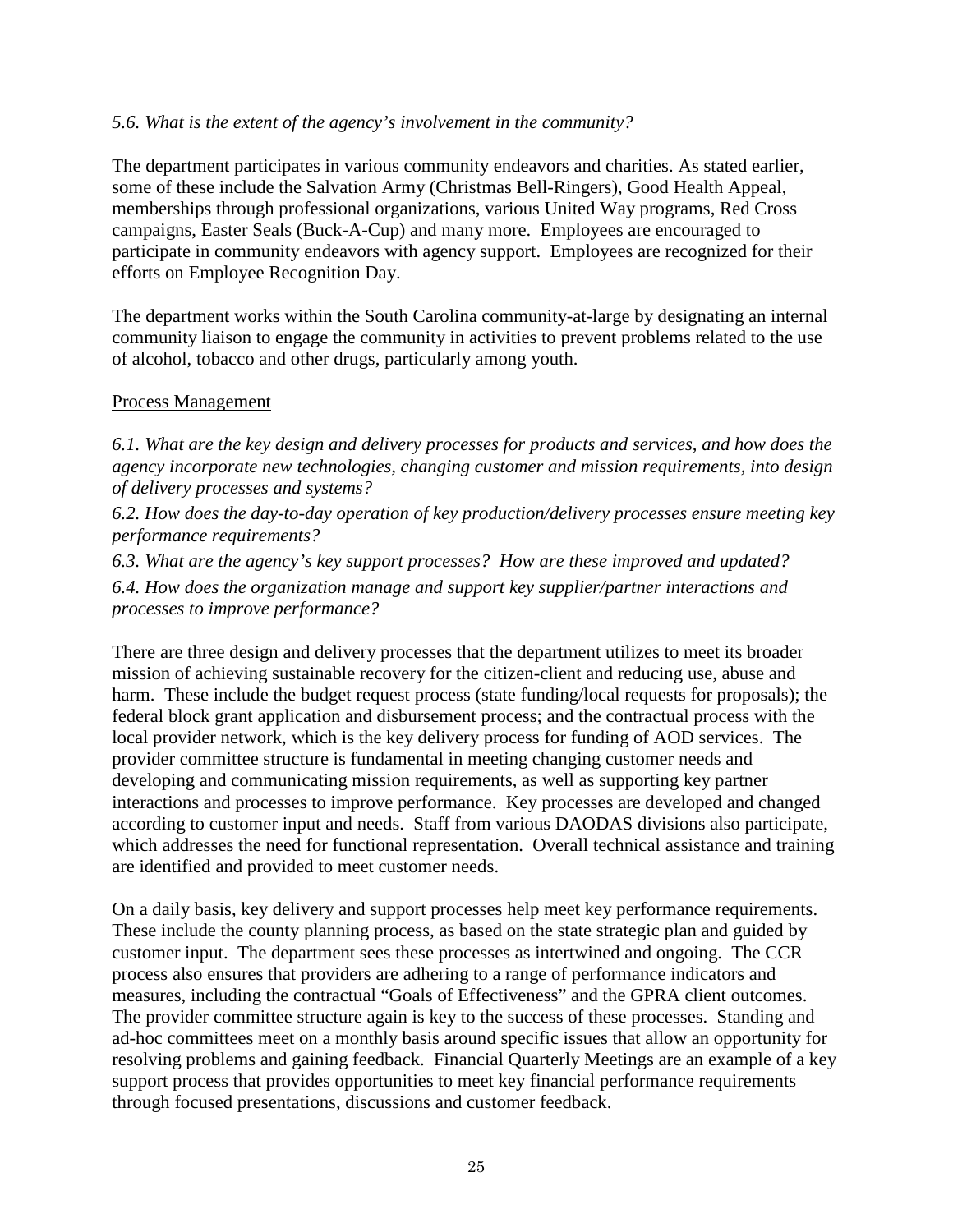*5.6. What is the extent of the agency's involvement in the community?*

The department participates in various community endeavors and charities. As stated earlier, some of these include the Salvation Army (Christmas Bell-Ringers), Good Health Appeal, memberships through professional organizations, various United Way programs, Red Cross campaigns, Easter Seals (Buck-A-Cup) and many more. Employees are encouraged to participate in community endeavors with agency support. Employees are recognized for their efforts on Employee Recognition Day.

The department works within the South Carolina community-at-large by designating an internal community liaison to engage the community in activities to prevent problems related to the use of alcohol, tobacco and other drugs, particularly among youth.

<u>Process Management</u>

*6.1. What are the key design and delivery processes for products and services, and how does the agency incorporate new technologies, changing customer and mission requirements, into design of delivery processes and systems?*

*6.2. How does the day-to-day operation of key production/delivery processes ensure meeting key performance requirements?*

*6.3. What are the agency's key support processes? How are these improved and updated?*

*6.4. How does the organization manage and support key supplier/partner interactions and processes to improve performance?*

There are three design and delivery processes that the department utilizes to meet its broader mission of achieving sustainable recovery for the citizen-client and reducing use, abuse and harm. These include the budget request process (state funding/local requests for proposals); the federal block grant application and disbursement process; and the contractual process with the local provider network, which is the key delivery process for funding of AOD services. The provider committee structure is fundamental in meeting changing customer needs and developing and communicating mission requirements, as well as supporting key partner interactions and processes to improve performance. Key processes are developed and changed according to customer input and needs. Staff from various DAODAS divisions also participate, which addresses the need for functional representation. Overall technical assistance and training are identified and provided to meet customer needs.

On a daily basis, key delivery and support processes help meet key performance requirements. These include the county planning process, as based on the state strategic plan and guided by customer input. The department sees these processes as intertwined and ongoing. The CCR process also ensures that providers are adhering to a range of performance indicators and measures, including the contractual "Goals of Effectiveness" and the GPRA client outcomes. The provider committee structure again is key to the success of these processes. Standing and ad-hoc committees meet on a monthly basis around specific issues that allow an opportunity for resolving problems and gaining feedback. Financial Quarterly Meetings are an example of a key support process that provides opportunities to meet key financial performance requirements through focused presentations, discussions and customer feedback.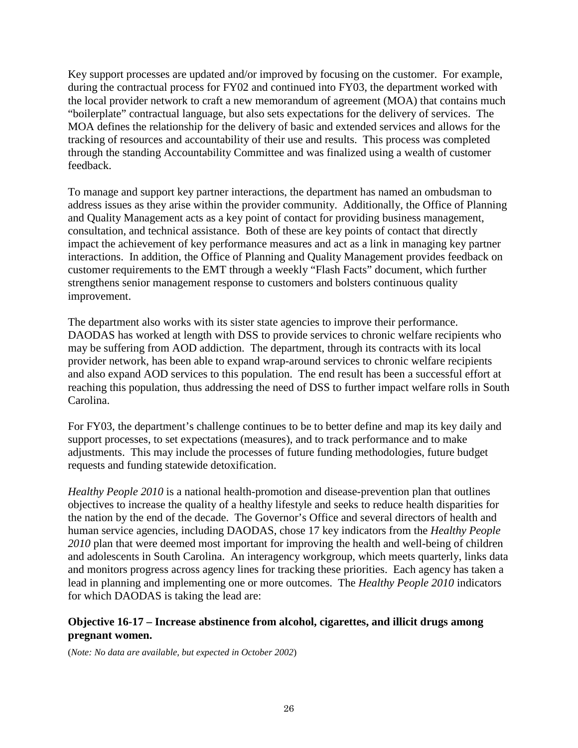Key support processes are updated and/or improved by focusing on the customer. For example, during the contractual process for FY02 and continued into FY03, the department worked with the local provider network to craft a new memorandum of agreement (MOA) that contains much "boilerplate" contractual language, but also sets expectations for the delivery of services. The MOA defines the relationship for the delivery of basic and extended services and allows for the tracking of resources and accountability of their use and results. This process was completed through the standing Accountability Committee and was finalized using a wealth of customer feedback.

To manage and support key partner interactions, the department has named an ombudsman to address issues as they arise within the provider community. Additionally, the Office of Planning and Quality Management acts as a key point of contact for providing business management, consultation, and technical assistance. Both of these are key points of contact that directly impact the achievement of key performance measures and act as a link in managing key partner interactions. In addition, the Office of Planning and Quality Management provides feedback on customer requirements to the EMT through a weekly "Flash Facts" document, which further strengthens senior management response to customers and bolsters continuous quality improvement.

The department also works with its sister state agencies to improve their performance. DAODAS has worked at length with DSS to provide services to chronic welfare recipients who may be suffering from AOD addiction. The department, through its contracts with its local provider network, has been able to expand wrap-around services to chronic welfare recipients and also expand AOD services to this population. The end result has been a successful effort at reaching this population, thus addressing the need of DSS to further impact welfare rolls in South Carolina.

For FY03, the department's challenge continues to be to better define and map its key daily and support processes, to set expectations (measures), and to track performance and to make adjustments. This may include the processes of future funding methodologies, future budget requests and funding statewide detoxification.

*Healthy People 2010* is a national health-promotion and disease-prevention plan that outlines objectives to increase the quality of a healthy lifestyle and seeks to reduce health disparities for the nation by the end of the decade. The Governor's Office and several directors of health and human service agencies, including DAODAS, chose 17 key indicators from the *Healthy People 2010* plan that were deemed most important for improving the health and well-being of children and adolescents in South Carolina. An interagency workgroup, which meets quarterly, links data and monitors progress across agency lines for tracking these priorities. Each agency has taken a lead in planning and implementing one or more outcomes. The *Healthy People 2010* indicators for which DAODAS is taking the lead are:

**Objective 16-17 – Increase abstinence from alcohol, cigarettes, and illicit drugs among pregnant women.**

(*Note: No data are available, but expected in October 2002*)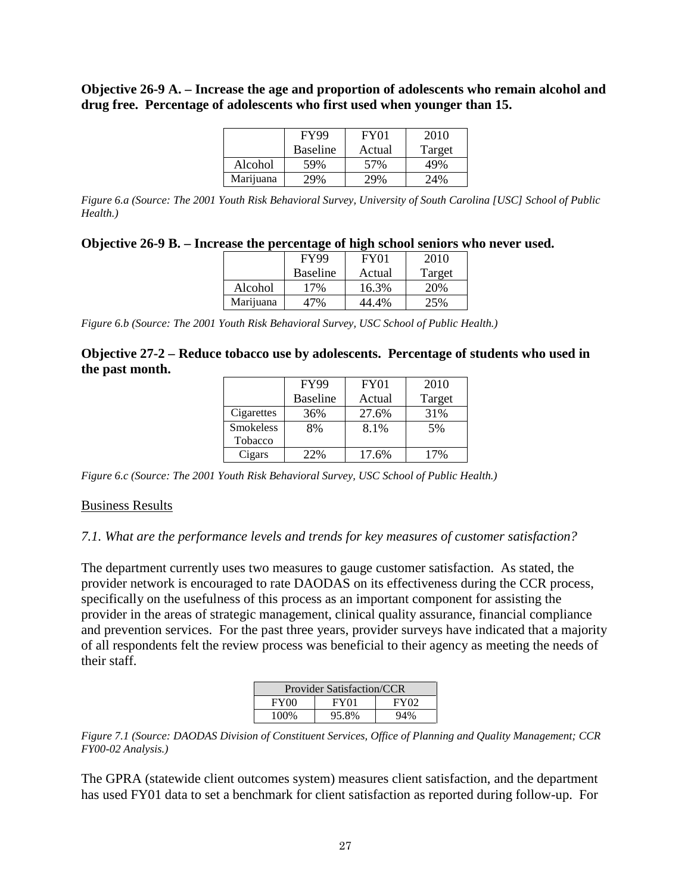**Objective 26-9 A. – Increase the age and proportion of adolescents who remain alcohol and drug free. Percentage of adolescents who first used when younger than 15.**

| | FY99 Baseline | FY01 Actual | 2010 Target |
|---|---|---|---|
| Alcohol | 59% | 57% | 49% |
| Marijuana | 29% | 29% | 24% |

*Figure 6.a (Source: The 2001 Youth Risk Behavioral Survey, University of South Carolina [USC] School of Public Health.)*

**Objective 26-9 B. – Increase the percentage of high school seniors who never used.**

| | FY99 Baseline | FY01 Actual | 2010 Target |
|---|---|---|---|
| Alcohol | 17% | 16.3% | 20% |
| Marijuana | 47% | 44.4% | 25% |

*Figure 6.b (Source: The 2001 Youth Risk Behavioral Survey, USC School of Public Health.)*

**Objective 27-2 – Reduce tobacco use by adolescents. Percentage of students who used in the past month.**

| | FY99 Baseline | FY01 Actual | 2010 Target |
|---|---|---|---|
| Cigarettes | 36% | 27.6% | 31% |
| Smokeless Tobacco | 8% | 8.1% | 5% |
| Cigars | 22% | 17.6% | 17% |

*Figure 6.c (Source: The 2001 Youth Risk Behavioral Survey, USC School of Public Health.)*

Business Results

*7.1. What are the performance levels and trends for key measures of customer satisfaction?*

The department currently uses two measures to gauge customer satisfaction. As stated, the provider network is encouraged to rate DAODAS on its effectiveness during the CCR process, specifically on the usefulness of this process as an important component for assisting the provider in the areas of strategic management, clinical quality assurance, financial compliance and prevention services. For the past three years, provider surveys have indicated that a majority of all respondents felt the review process was beneficial to their agency as meeting the needs of their staff.

| Provider Satisfaction/CCR | | |
|---|---|---|
| FY00 | FY01 | FY02 |
| 100% | 95.8% | 94% |

*Figure 7.1 (Source: DAODAS Division of Constituent Services, Office of Planning and Quality Management; CCR FY00-02 Analysis.)*

The GPRA (statewide client outcomes system) measures client satisfaction, and the department has used FY01 data to set a benchmark for client satisfaction as reported during follow-up. For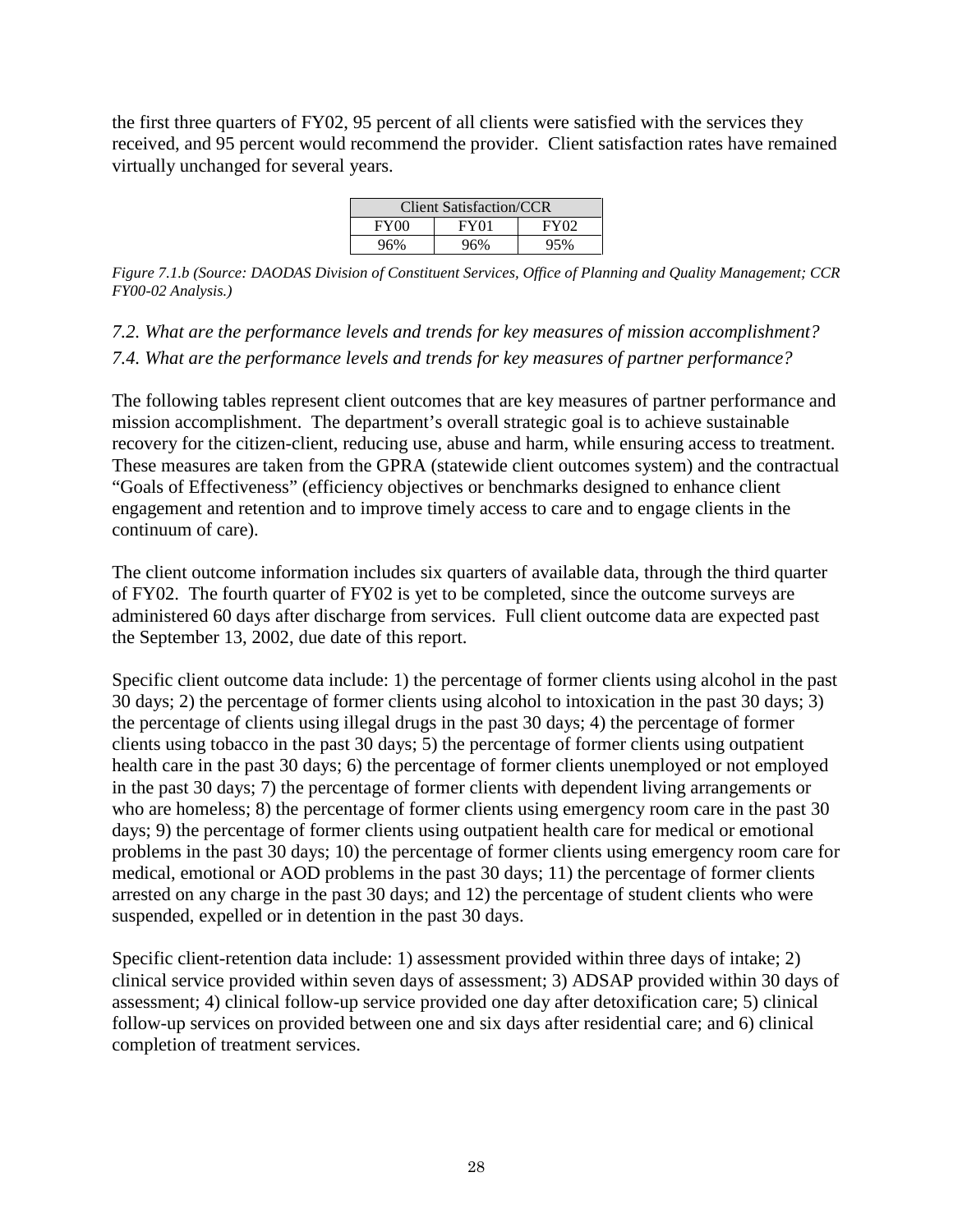the first three quarters of FY02, 95 percent of all clients were satisfied with the services they received, and 95 percent would recommend the provider. Client satisfaction rates have remained virtually unchanged for several years.

| Client Satisfaction/CCR | | |
|---|---|---|
| FY00 | FY01 | FY02 |
| 96% | 96% | 95% |

*Figure 7.1.b (Source: DAODAS Division of Constituent Services, Office of Planning and Quality Management; CCR FY00-02 Analysis.)*

*7.2. What are the performance levels and trends for key measures of mission accomplishment?*

*7.4. What are the performance levels and trends for key measures of partner performance?*

The following tables represent client outcomes that are key measures of partner performance and mission accomplishment. The department's overall strategic goal is to achieve sustainable recovery for the citizen-client, reducing use, abuse and harm, while ensuring access to treatment. These measures are taken from the GPRA (statewide client outcomes system) and the contractual "Goals of Effectiveness" (efficiency objectives or benchmarks designed to enhance client engagement and retention and to improve timely access to care and to engage clients in the continuum of care).

The client outcome information includes six quarters of available data, through the third quarter of FY02. The fourth quarter of FY02 is yet to be completed, since the outcome surveys are administered 60 days after discharge from services. Full client outcome data are expected past the September 13, 2002, due date of this report.

Specific client outcome data include: 1) the percentage of former clients using alcohol in the past 30 days; 2) the percentage of former clients using alcohol to intoxication in the past 30 days; 3) the percentage of clients using illegal drugs in the past 30 days; 4) the percentage of former clients using tobacco in the past 30 days; 5) the percentage of former clients using outpatient health care in the past 30 days; 6) the percentage of former clients unemployed or not employed in the past 30 days; 7) the percentage of former clients with dependent living arrangements or who are homeless; 8) the percentage of former clients using emergency room care in the past 30 days; 9) the percentage of former clients using outpatient health care for medical or emotional problems in the past 30 days; 10) the percentage of former clients using emergency room care for medical, emotional or AOD problems in the past 30 days; 11) the percentage of former clients arrested on any charge in the past 30 days; and 12) the percentage of student clients who were suspended, expelled or in detention in the past 30 days.

Specific client-retention data include: 1) assessment provided within three days of intake; 2) clinical service provided within seven days of assessment; 3) ADSAP provided within 30 days of assessment; 4) clinical follow-up service provided one day after detoxification care; 5) clinical follow-up services on provided between one and six days after residential care; and 6) clinical completion of treatment services.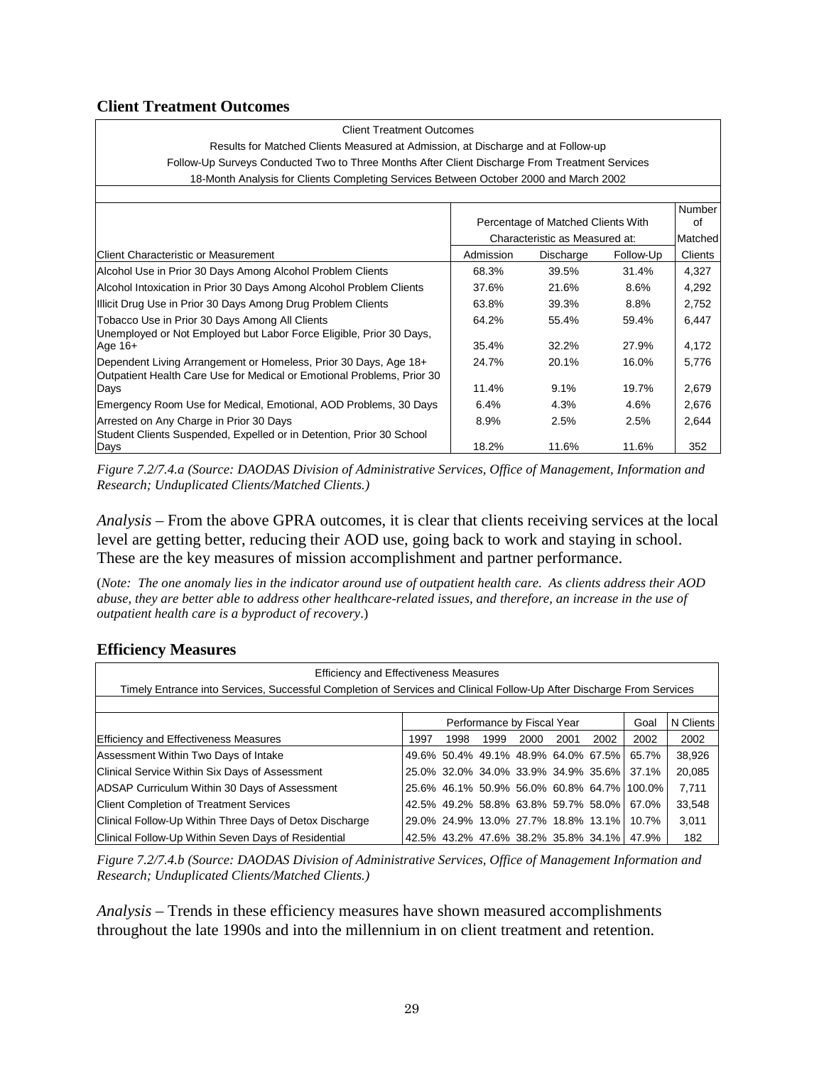## Client Treatment Outcomes

| Client Treatment Outcomes<br>Results for Matched Clients Measured at Admission, at Discharge and at Follow-up<br>Follow-Up Surveys Conducted Two to Three Months After Client Discharge From Treatment Services<br>18-Month Analysis for Clients Completing Services Between October 2000 and March 2002 | | | | |
|---|---|---|---|---|
| | Percentage of Matched Clients With Characteristic as Measured at: | | | Number of Matched |
| Client Characteristic or Measurement | Admission | Discharge | Follow-Up | Clients |
| Alcohol Use in Prior 30 Days Among Alcohol Problem Clients | 68.3% | 39.5% | 31.4% | 4,327 |
| Alcohol Intoxication in Prior 30 Days Among Alcohol Problem Clients | 37.6% | 21.6% | 8.6% | 4,292 |
| Illicit Drug Use in Prior 30 Days Among Drug Problem Clients | 63.8% | 39.3% | 8.8% | 2,752 |
| Tobacco Use in Prior 30 Days Among All Clients | 64.2% | 55.4% | 59.4% | 6,447 |
| Unemployed or Not Employed but Labor Force Eligible, Prior 30 Days, Age 16+ | 35.4% | 32.2% | 27.9% | 4,172 |
| Dependent Living Arrangement or Homeless, Prior 30 Days, Age 18+ | 24.7% | 20.1% | 16.0% | 5,776 |
| Outpatient Health Care Use for Medical or Emotional Problems, Prior 30 Days | 11.4% | 9.1% | 19.7% | 2,679 |
| Emergency Room Use for Medical, Emotional, AOD Problems, 30 Days | 6.4% | 4.3% | 4.6% | 2,676 |
| Arrested on Any Charge in Prior 30 Days | 8.9% | 2.5% | 2.5% | 2,644 |
| Student Clients Suspended, Expelled or in Detention, Prior 30 School Days | 18.2% | 11.6% | 11.6% | 352 |

*Figure 7.2/7.4.a (Source: DAODAS Division of Administrative Services, Office of Management, Information and Research; Unduplicated Clients/Matched Clients.)*

*Analysis* – From the above GPRA outcomes, it is clear that clients receiving services at the local level are getting better, reducing their AOD use, going back to work and staying in school. These are the key measures of mission accomplishment and partner performance.

(*Note: The one anomaly lies in the indicator around use of outpatient health care. As clients address their AOD abuse, they are better able to address other healthcare-related issues, and therefore, an increase in the use of outpatient health care is a byproduct of recovery*.)

## Efficiency Measures

| Efficiency and Effectiveness Measures<br>Timely Entrance into Services, Successful Completion of Services and Clinical Follow-Up After Discharge From Services | | | | | | | | |
|---|---|---|---|---|---|---|---|---|
| | Performance by Fiscal Year | | | | | | Goal | N Clients |
| Efficiency and Effectiveness Measures | 1997 | 1998 | 1999 | 2000 | 2001 | 2002 | 2002 | 2002 |
| Assessment Within Two Days of Intake | 49.6% | 50.4% | 49.1% | 48.9% | 64.0% | 67.5% | 65.7% | 38,926 |
| Clinical Service Within Six Days of Assessment | 25.0% | 32.0% | 34.0% | 33.9% | 34.9% | 35.6% | 37.1% | 20,085 |
| ADSAP Curriculum Within 30 Days of Assessment | 25.6% | 46.1% | 50.9% | 56.0% | 60.8% | 64.7% | 100.0% | 7,711 |
| Client Completion of Treatment Services | 42.5% | 49.2% | 58.8% | 63.8% | 59.7% | 58.0% | 67.0% | 33,548 |
| Clinical Follow-Up Within Three Days of Detox Discharge | 29.0% | 24.9% | 13.0% | 27.7% | 18.8% | 13.1% | 10.7% | 3,011 |
| Clinical Follow-Up Within Seven Days of Residential | 42.5% | 43.2% | 47.6% | 38.2% | 35.8% | 34.1% | 47.9% | 182 |

*Figure 7.2/7.4.b (Source: DAODAS Division of Administrative Services, Office of Management Information and Research; Unduplicated Clients/Matched Clients.)*

*Analysis* – Trends in these efficiency measures have shown measured accomplishments throughout the late 1990s and into the millennium in on client treatment and retention.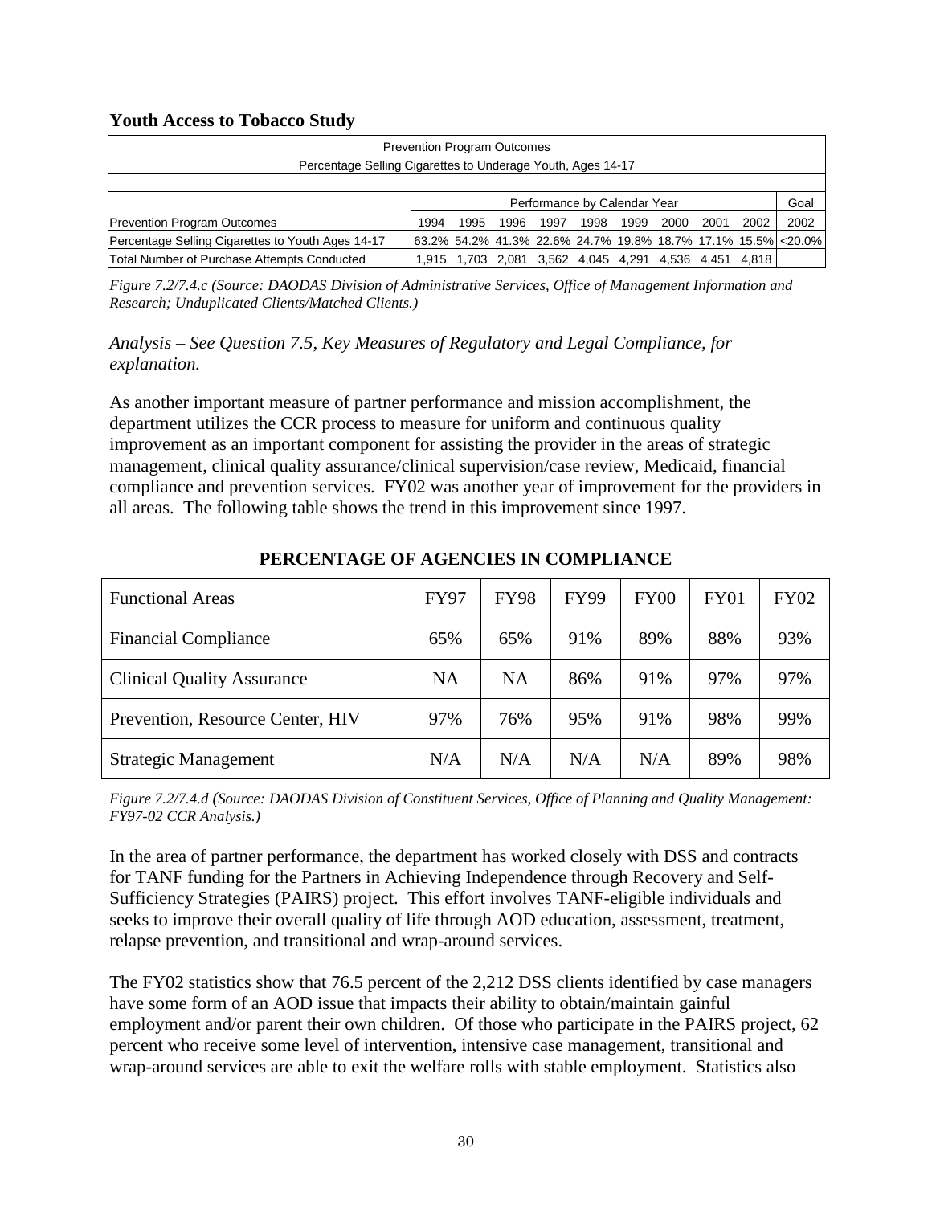**Youth Access to Tobacco Study**

| Prevention Program Outcomes<br>Percentage Selling Cigarettes to Underage Youth, Ages 14-17 | | | | | | | | | | |
|---|---|---|---|---|---|---|---|---|---|---|
| | Performance by Calendar Year | | | | | | | | | Goal |
| Prevention Program Outcomes | 1994 | 1995 | 1996 | 1997 | 1998 | 1999 | 2000 | 2001 | 2002 | 2002 |
| Percentage Selling Cigarettes to Youth Ages 14-17 | 63.2% | 54.2% | 41.3% | 22.6% | 24.7% | 19.8% | 18.7% | 17.1% | 15.5% | <20.0% |
| Total Number of Purchase Attempts Conducted | 1,915 | 1,703 | 2,081 | 3,562 | 4,045 | 4,291 | 4,536 | 4,451 | 4,818 | |

*Figure 7.2/7.4.c (Source: DAODAS Division of Administrative Services, Office of Management Information and Research; Unduplicated Clients/Matched Clients.)*

*Analysis – See Question 7.5, Key Measures of Regulatory and Legal Compliance, for explanation.*

As another important measure of partner performance and mission accomplishment, the department utilizes the CCR process to measure for uniform and continuous quality improvement as an important component for assisting the provider in the areas of strategic management, clinical quality assurance/clinical supervision/case review, Medicaid, financial compliance and prevention services. FY02 was another year of improvement for the providers in all areas. The following table shows the trend in this improvement since 1997.

**PERCENTAGE OF AGENCIES IN COMPLIANCE**

| Functional Areas | FY97 | FY98 | FY99 | FY00 | FY01 | FY02 |
|---|---|---|---|---|---|---|
| Financial Compliance | 65% | 65% | 91% | 89% | 88% | 93% |
| Clinical Quality Assurance | NA | NA | 86% | 91% | 97% | 97% |
| Prevention, Resource Center, HIV | 97% | 76% | 95% | 91% | 98% | 99% |
| Strategic Management | N/A | N/A | N/A | N/A | 89% | 98% |

*Figure 7.2/7.4.d (Source: DAODAS Division of Constituent Services, Office of Planning and Quality Management: FY97-02 CCR Analysis.)*

In the area of partner performance, the department has worked closely with DSS and contracts for TANF funding for the Partners in Achieving Independence through Recovery and Self-Sufficiency Strategies (PAIRS) project. This effort involves TANF-eligible individuals and seeks to improve their overall quality of life through AOD education, assessment, treatment, relapse prevention, and transitional and wrap-around services.

The FY02 statistics show that 76.5 percent of the 2,212 DSS clients identified by case managers have some form of an AOD issue that impacts their ability to obtain/maintain gainful employment and/or parent their own children. Of those who participate in the PAIRS project, 62 percent who receive some level of intervention, intensive case management, transitional and wrap-around services are able to exit the welfare rolls with stable employment. Statistics also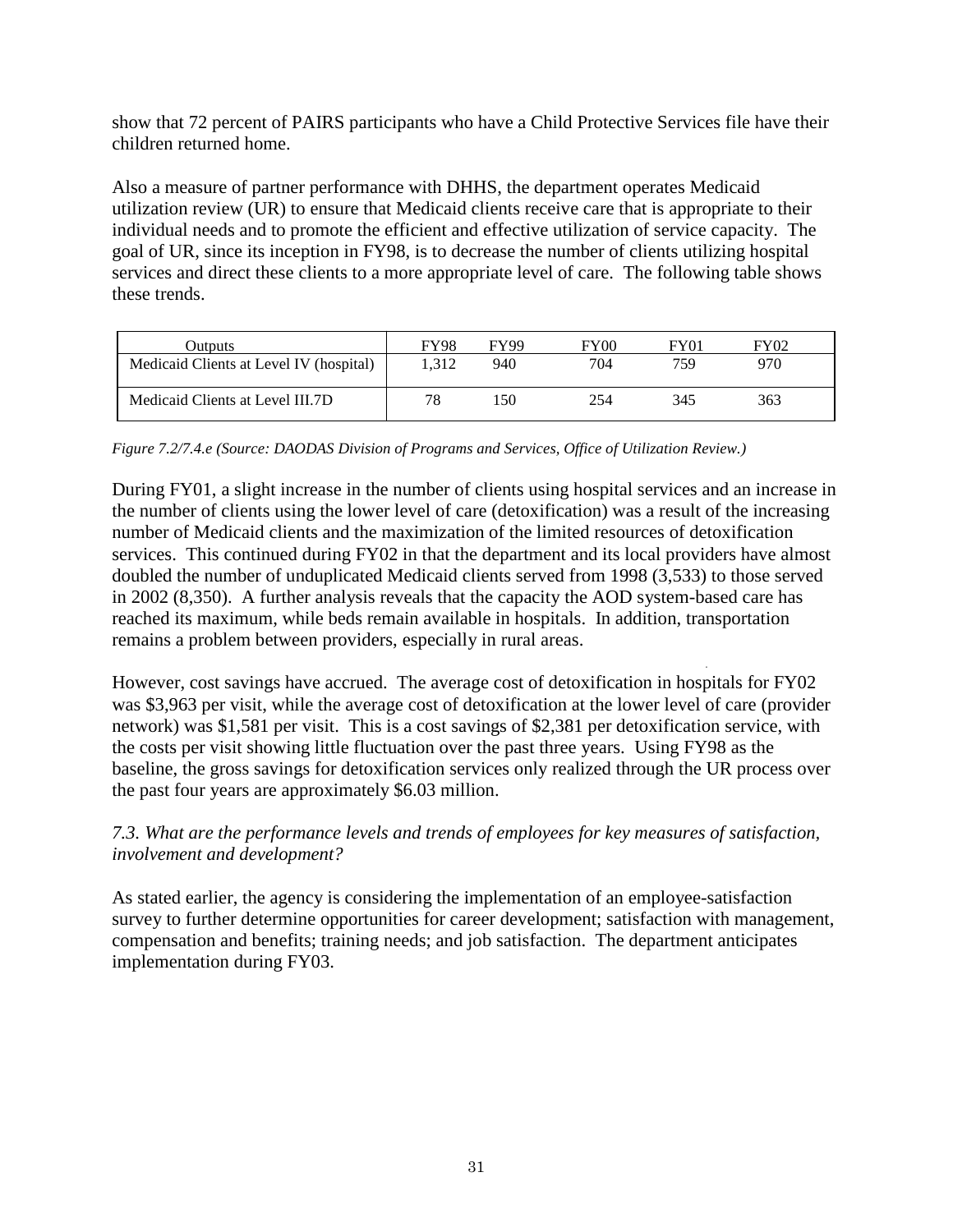show that 72 percent of PAIRS participants who have a Child Protective Services file have their children returned home.

Also a measure of partner performance with DHHS, the department operates Medicaid utilization review (UR) to ensure that Medicaid clients receive care that is appropriate to their individual needs and to promote the efficient and effective utilization of service capacity. The goal of UR, since its inception in FY98, is to decrease the number of clients utilizing hospital services and direct these clients to a more appropriate level of care. The following table shows these trends.

| Outputs | FY98 | FY99 | FY00 | FY01 | FY02 |
|---|---|---|---|---|---|
| Medicaid Clients at Level IV (hospital) | 1,312 | 940 | 704 | 759 | 970 |
| Medicaid Clients at Level III.7D | 78 | 150 | 254 | 345 | 363 |

*Figure 7.2/7.4.e (Source: DAODAS Division of Programs and Services, Office of Utilization Review.)*

During FY01, a slight increase in the number of clients using hospital services and an increase in the number of clients using the lower level of care (detoxification) was a result of the increasing number of Medicaid clients and the maximization of the limited resources of detoxification services. This continued during FY02 in that the department and its local providers have almost doubled the number of unduplicated Medicaid clients served from 1998 (3,533) to those served in 2002 (8,350). A further analysis reveals that the capacity the AOD system-based care has reached its maximum, while beds remain available in hospitals. In addition, transportation remains a problem between providers, especially in rural areas.

However, cost savings have accrued. The average cost of detoxification in hospitals for FY02 was \$3,963 per visit, while the average cost of detoxification at the lower level of care (provider network) was \$1,581 per visit. This is a cost savings of \$2,381 per detoxification service, with the costs per visit showing little fluctuation over the past three years. Using FY98 as the baseline, the gross savings for detoxification services only realized through the UR process over the past four years are approximately \$6.03 million.

*7.3. What are the performance levels and trends of employees for key measures of satisfaction, involvement and development?*

As stated earlier, the agency is considering the implementation of an employee-satisfaction survey to further determine opportunities for career development; satisfaction with management, compensation and benefits; training needs; and job satisfaction. The department anticipates implementation during FY03.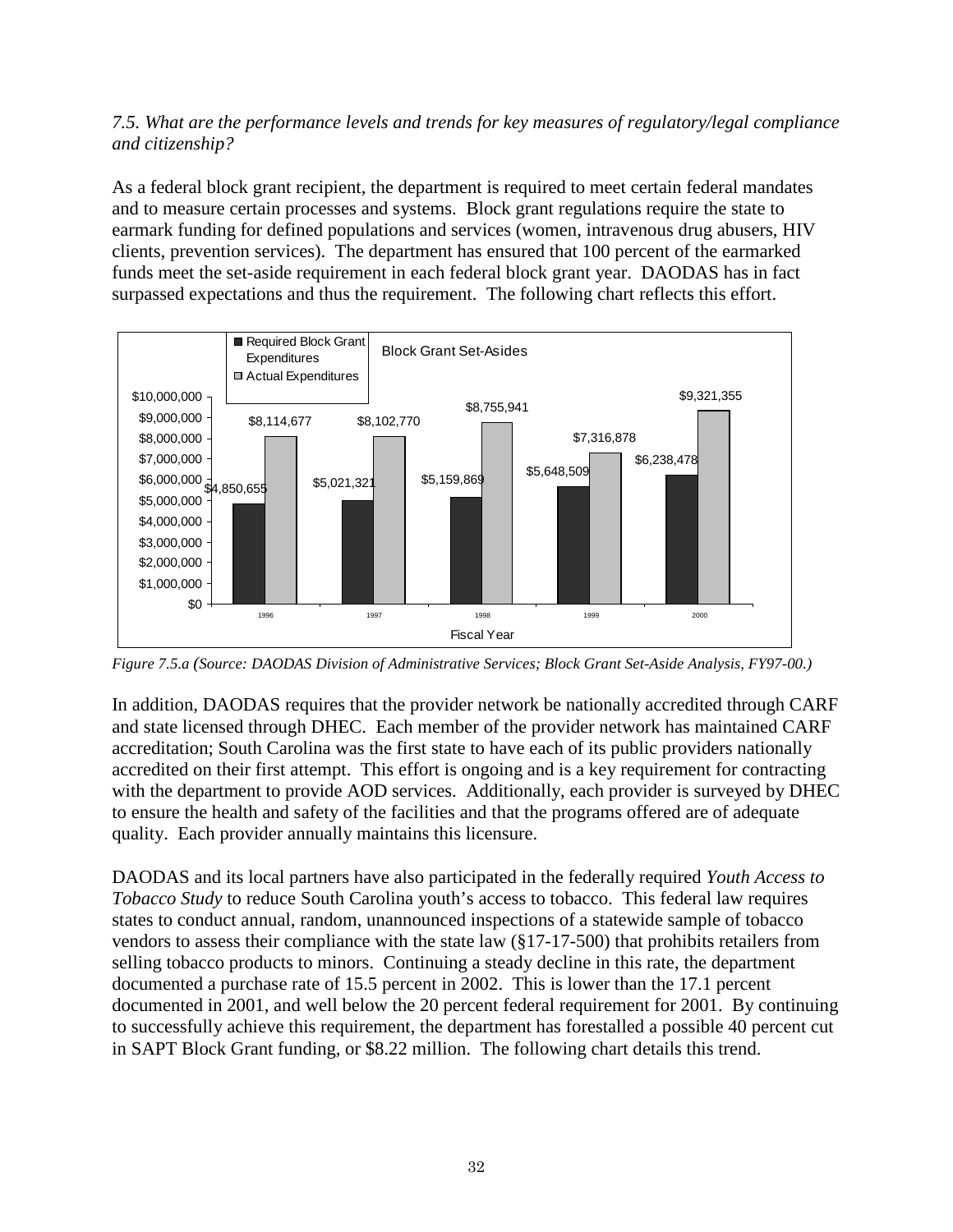*7.5. What are the performance levels and trends for key measures of regulatory/legal compliance and citizenship?*

As a federal block grant recipient, the department is required to meet certain federal mandates and to measure certain processes and systems. Block grant regulations require the state to earmark funding for defined populations and services (women, intravenous drug abusers, HIV clients, prevention services). The department has ensured that 100 percent of the earmarked funds meet the set-aside requirement in each federal block grant year. DAODAS has in fact surpassed expectations and thus the requirement. The following chart reflects this effort.

**Block Grant Set-Asides**

| Fiscal Year | Required Block Grant Expenditures | Actual Expenditures |
|---|---|---|
| 1996 | $4,850,655 | $8,114,677 |
| 1997 | $5,021,321 | $8,102,770 |
| 1998 | $5,159,869 | $8,755,941 |
| 1999 | $5,648,509 | $7,316,878 |
| 2000 | $6,238,478 | $9,321,355 |

*Figure 7.5.a (Source: DAODAS Division of Administrative Services; Block Grant Set-Aside Analysis, FY97-00.)*

In addition, DAODAS requires that the provider network be nationally accredited through CARF and state licensed through DHEC. Each member of the provider network has maintained CARF accreditation; South Carolina was the first state to have each of its public providers nationally accredited on their first attempt. This effort is ongoing and is a key requirement for contracting with the department to provide AOD services. Additionally, each provider is surveyed by DHEC to ensure the health and safety of the facilities and that the programs offered are of adequate quality. Each provider annually maintains this licensure.

DAODAS and its local partners have also participated in the federally required *Youth Access to Tobacco Study* to reduce South Carolina youth's access to tobacco. This federal law requires states to conduct annual, random, unannounced inspections of a statewide sample of tobacco vendors to assess their compliance with the state law (§17-17-500) that prohibits retailers from selling tobacco products to minors. Continuing a steady decline in this rate, the department documented a purchase rate of 15.5 percent in 2002. This is lower than the 17.1 percent documented in 2001, and well below the 20 percent federal requirement for 2001. By continuing to successfully achieve this requirement, the department has forestalled a possible 40 percent cut in SAPT Block Grant funding, or $8.22 million. The following chart details this trend.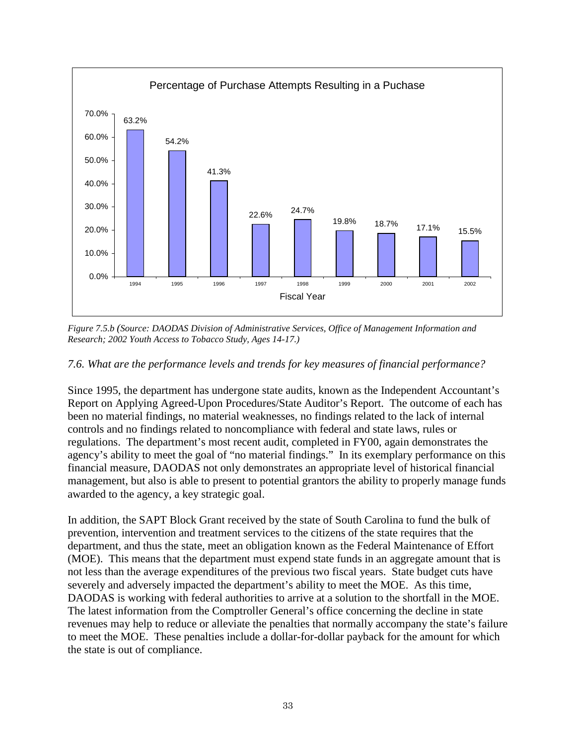**Percentage of Purchase Attempts Resulting in a Puchase**

| Fiscal Year | Percentage |
| --- | --- |
| 1994 | 63.2% |
| 1995 | 54.2% |
| 1996 | 41.3% |
| 1997 | 22.6% |
| 1998 | 24.7% |
| 1999 | 19.8% |
| 2000 | 18.7% |
| 2001 | 17.1% |
| 2002 | 15.5% |

*Figure 7.5.b (Source: DAODAS Division of Administrative Services, Office of Management Information and Research; 2002 Youth Access to Tobacco Study, Ages 14-17.)*

### *7.6. What are the performance levels and trends for key measures of financial performance?*

Since 1995, the department has undergone state audits, known as the Independent Accountant's Report on Applying Agreed-Upon Procedures/State Auditor's Report. The outcome of each has been no material findings, no material weaknesses, no findings related to the lack of internal controls and no findings related to noncompliance with federal and state laws, rules or regulations. The department's most recent audit, completed in FY00, again demonstrates the agency's ability to meet the goal of "no material findings." In its exemplary performance on this financial measure, DAODAS not only demonstrates an appropriate level of historical financial management, but also is able to present to potential grantors the ability to properly manage funds awarded to the agency, a key strategic goal.

In addition, the SAPT Block Grant received by the state of South Carolina to fund the bulk of prevention, intervention and treatment services to the citizens of the state requires that the department, and thus the state, meet an obligation known as the Federal Maintenance of Effort (MOE). This means that the department must expend state funds in an aggregate amount that is not less than the average expenditures of the previous two fiscal years. State budget cuts have severely and adversely impacted the department's ability to meet the MOE. As this time, DAODAS is working with federal authorities to arrive at a solution to the shortfall in the MOE. The latest information from the Comptroller General's office concerning the decline in state revenues may help to reduce or alleviate the penalties that normally accompany the state's failure to meet the MOE. These penalties include a dollar-for-dollar payback for the amount for which the state is out of compliance.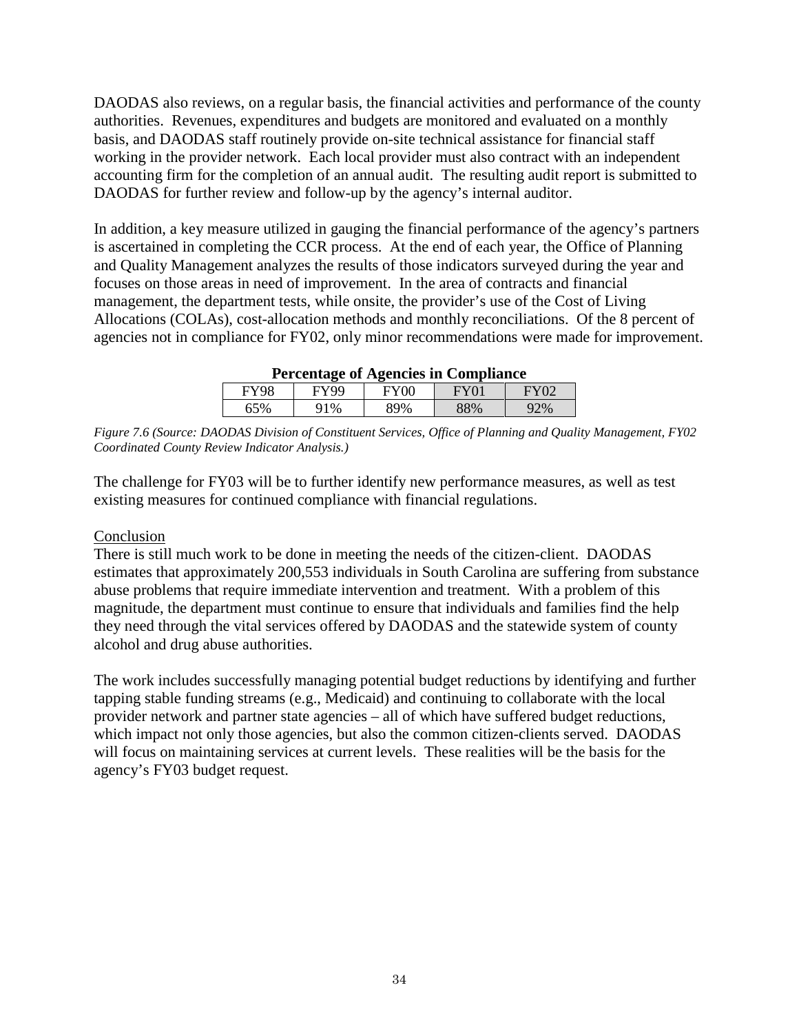DAODAS also reviews, on a regular basis, the financial activities and performance of the county authorities. Revenues, expenditures and budgets are monitored and evaluated on a monthly basis, and DAODAS staff routinely provide on-site technical assistance for financial staff working in the provider network. Each local provider must also contract with an independent accounting firm for the completion of an annual audit. The resulting audit report is submitted to DAODAS for further review and follow-up by the agency's internal auditor.

In addition, a key measure utilized in gauging the financial performance of the agency's partners is ascertained in completing the CCR process. At the end of each year, the Office of Planning and Quality Management analyzes the results of those indicators surveyed during the year and focuses on those areas in need of improvement. In the area of contracts and financial management, the department tests, while onsite, the provider's use of the Cost of Living Allocations (COLAs), cost-allocation methods and monthly reconciliations. Of the 8 percent of agencies not in compliance for FY02, only minor recommendations were made for improvement.

**Percentage of Agencies in Compliance**

| FY98 | FY99 | FY00 | FY01 | FY02 |
|---|---|---|---|---|
| 65% | 91% | 89% | 88% | 92% |

*Figure 7.6 (Source: DAODAS Division of Constituent Services, Office of Planning and Quality Management, FY02 Coordinated County Review Indicator Analysis.)*

The challenge for FY03 will be to further identify new performance measures, as well as test existing measures for continued compliance with financial regulations.

Conclusion

There is still much work to be done in meeting the needs of the citizen-client. DAODAS estimates that approximately 200,553 individuals in South Carolina are suffering from substance abuse problems that require immediate intervention and treatment. With a problem of this magnitude, the department must continue to ensure that individuals and families find the help they need through the vital services offered by DAODAS and the statewide system of county alcohol and drug abuse authorities.

The work includes successfully managing potential budget reductions by identifying and further tapping stable funding streams (e.g., Medicaid) and continuing to collaborate with the local provider network and partner state agencies – all of which have suffered budget reductions, which impact not only those agencies, but also the common citizen-clients served. DAODAS will focus on maintaining services at current levels. These realities will be the basis for the agency's FY03 budget request.